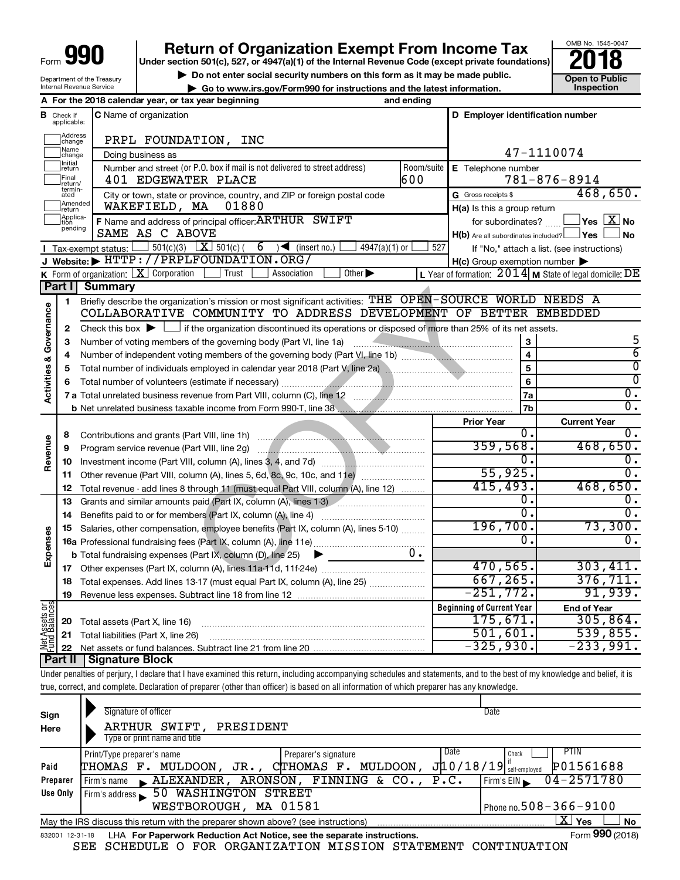Form **990**

# Return of Organization Exempt From Income Tax

**Under section 501(c), 527, or 4947(a)(1) of the Internal Revenue Code (except private foundations)**

▶ Do not enter social security numbers on this form as it may be made public.

▶ Go to www.irs.gov/Form990 for instructions and the latest information.

Department of the Treasury
Internal Revenue Service

OMB No. 1545-0047

**2018**

**Open to Public Inspection**

**A** For the 2018 calendar year, or tax year beginning and ending

**B** Check if applicable: Address change / Name change / Initial return / Final return/terminated / Amended return / Application pending

**C** Name of organization: PRPL FOUNDATION, INC

Doing business as

Number and street (or P.O. box if mail is not delivered to street address): 401 EDGEWATER PLACE — Room/suite: 600

City or town, state or province, country, and ZIP or foreign postal code: WAKEFIELD, MA 01880

**D** Employer identification number: 47-1110074

**E** Telephone number: 781-876-8914

**G** Gross receipts $ 468,650.

**F** Name and address of principal officer: ARTHUR SWIFT, SAME AS C ABOVE

**H(a)** Is this a group return for subordinates? ☐ Yes ☒ No

**H(b)** Are all subordinates included? ☐ Yes ☐ No — If "No," attach a list. (see instructions)

**H(c)** Group exemption number ▶

**I** Tax-exempt status: ☐ 501(c)(3) ☒ 501(c) ( 6 ) ◀ (insert no.) ☐ 4947(a)(1) or ☐ 527

**J** Website: ▶ HTTP://PRPLFOUNDATION.ORG/

**K** Form of organization: ☒ Corporation ☐ Trust ☐ Association ☐ Other ▶

**L** Year of formation: 2014 **M** State of legal domicile: DE

## Part I Summary

**Activities & Governance**

1 Briefly describe the organization's mission or most significant activities: THE OPEN-SOURCE WORLD NEEDS A COLLABORATIVE COMMUNITY TO ADDRESS DEVELOPMENT OF BETTER EMBEDDED

2 Check this box ▶ ☐ if the organization discontinued its operations or disposed of more than 25% of its net assets.

| | | | |
|---|---|---|---|
| 3 | Number of voting members of the governing body (Part VI, line 1a) | 3 | 5 |
| 4 | Number of independent voting members of the governing body (Part VI, line 1b) | 4 | 6 |
| 5 | Total number of individuals employed in calendar year 2018 (Part V, line 2a) | 5 | 0 |
| 6 | Total number of volunteers (estimate if necessary) | 6 | 0 |
| 7a | Total unrelated business revenue from Part VIII, column (C), line 12 | 7a | 0. |
| b | Net unrelated business taxable income from Form 990-T, line 38 | 7b | 0. |

| | | Prior Year | Current Year |
|---|---|---|---|
| **Revenue** | | | |
| 8 | Contributions and grants (Part VIII, line 1h) | 0. | 0. |
| 9 | Program service revenue (Part VIII, line 2g) | 359,568. | 468,650. |
| 10 | Investment income (Part VIII, column (A), lines 3, 4, and 7d) | 0. | 0. |
| 11 | Other revenue (Part VIII, column (A), lines 5, 6d, 8c, 9c, 10c, and 11e) | 55,925. | 0. |
| 12 | Total revenue - add lines 8 through 11 (must equal Part VIII, column (A), line 12) | 415,493. | 468,650. |
| **Expenses** | | | |
| 13 | Grants and similar amounts paid (Part IX, column (A), lines 1-3) | 0. | 0. |
| 14 | Benefits paid to or for members (Part IX, column (A), line 4) | 0. | 0. |
| 15 | Salaries, other compensation, employee benefits (Part IX, column (A), lines 5-10) | 196,700. | 73,300. |
| 16a | Professional fundraising fees (Part IX, column (A), line 11e) | 0. | 0. |
| b | Total fundraising expenses (Part IX, column (D), line 25) ▶ 0. | | |
| 17 | Other expenses (Part IX, column (A), lines 11a-11d, 11f-24e) | 470,565. | 303,411. |
| 18 | Total expenses. Add lines 13-17 (must equal Part IX, column (A), line 25) | 667,265. | 376,711. |
| 19 | Revenue less expenses. Subtract line 18 from line 12 | -251,772. | 91,939. |

| **Net Assets or Fund Balances** | | Beginning of Current Year | End of Year |
|---|---|---|---|
| 20 | Total assets (Part X, line 16) | 175,671. | 305,864. |
| 21 | Total liabilities (Part X, line 26) | 501,601. | 539,855. |
| 22 | Net assets or fund balances. Subtract line 21 from line 20 | -325,930. | -233,991. |

## Part II Signature Block

Under penalties of perjury, I declare that I have examined this return, including accompanying schedules and statements, and to the best of my knowledge and belief, it is true, correct, and complete. Declaration of preparer (other than officer) is based on all information of which preparer has any knowledge.

**Sign Here**

Signature of officer — Date

ARTHUR SWIFT, PRESIDENT
Type or print name and title

**Paid Preparer Use Only**

| Print/Type preparer's name | Preparer's signature | Date | Check ☐ if self-employed | PTIN |
|---|---|---|---|---|
| THOMAS F. MULDOON, JR., C | THOMAS F. MULDOON, J | 10/18/19 | | P01561688 |

Firm's name ▶ ALEXANDER, ARONSON, FINNING & CO., P.C. — Firm's EIN ▶ 04-2571780

Firm's address ▶ 50 WASHINGTON STREET, WESTBOROUGH, MA 01581 — Phone no. 508-366-9100

May the IRS discuss this return with the preparer shown above? (see instructions) ☒ Yes ☐ No

832001 12-31-18 LHA For Paperwork Reduction Act Notice, see the separate instructions. Form **990** (2018)

SEE SCHEDULE O FOR ORGANIZATION MISSION STATEMENT CONTINUATION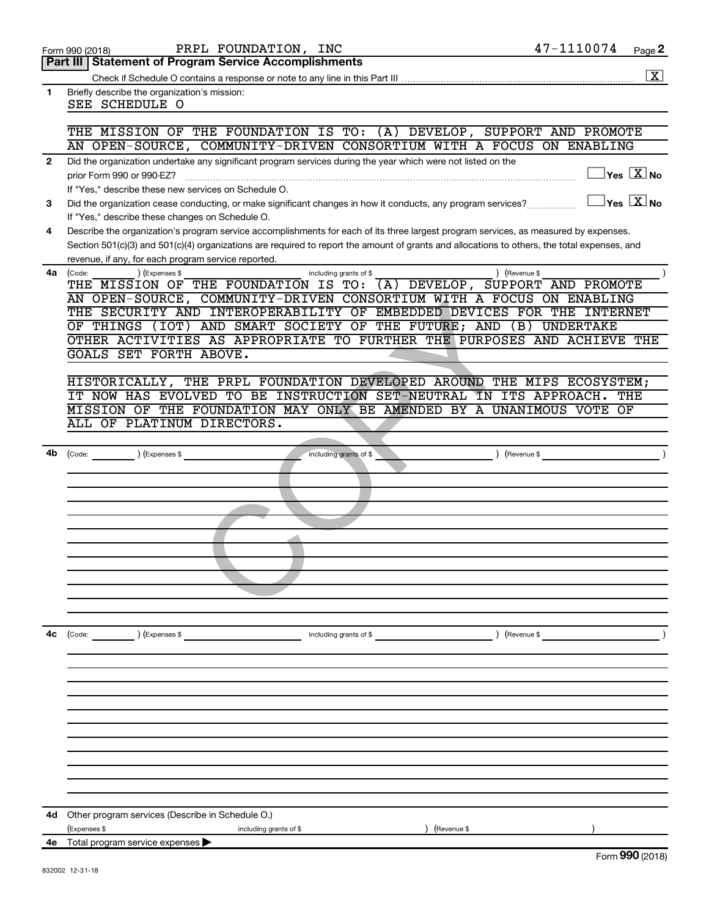Form 990 (2018) PRPL FOUNDATION, INC 47-1110074 Page 2

## Part III Statement of Program Service Accomplishments

Check if Schedule O contains a response or note to any line in this Part III [X]

**1** Briefly describe the organization's mission:

SEE SCHEDULE O

THE MISSION OF THE FOUNDATION IS TO: (A) DEVELOP, SUPPORT AND PROMOTE AN OPEN-SOURCE, COMMUNITY-DRIVEN CONSORTIUM WITH A FOCUS ON ENABLING

**2** Did the organization undertake any significant program services during the year which were not listed on the prior Form 990 or 990-EZ? [ ] Yes [X] No

If "Yes," describe these new services on Schedule O.

**3** Did the organization cease conducting, or make significant changes in how it conducts, any program services? [ ] Yes [X] No

If "Yes," describe these changes on Schedule O.

**4** Describe the organization's program service accomplishments for each of its three largest program services, as measured by expenses. Section 501(c)(3) and 501(c)(4) organizations are required to report the amount of grants and allocations to others, the total expenses, and revenue, if any, for each program service reported.

**4a** (Code: ) (Expenses $ including grants of $ ) (Revenue $ )

THE MISSION OF THE FOUNDATION IS TO: (A) DEVELOP, SUPPORT AND PROMOTE AN OPEN-SOURCE, COMMUNITY-DRIVEN CONSORTIUM WITH A FOCUS ON ENABLING THE SECURITY AND INTEROPERABILITY OF EMBEDDED DEVICES FOR THE INTERNET OF THINGS (IOT) AND SMART SOCIETY OF THE FUTURE; AND (B) UNDERTAKE OTHER ACTIVITIES AS APPROPRIATE TO FURTHER THE PURPOSES AND ACHIEVE THE GOALS SET FORTH ABOVE.

HISTORICALLY, THE PRPL FOUNDATION DEVELOPED AROUND THE MIPS ECOSYSTEM; IT NOW HAS EVOLVED TO BE INSTRUCTION SET-NEUTRAL IN ITS APPROACH. THE MISSION OF THE FOUNDATION MAY ONLY BE AMENDED BY A UNANIMOUS VOTE OF ALL OF PLATINUM DIRECTORS.

**4b** (Code: ) (Expenses $ including grants of $ ) (Revenue $ )

**4c** (Code: ) (Expenses $ including grants of $ ) (Revenue $ )

**4d** Other program services (Describe in Schedule O.)

(Expenses $ including grants of $ ) (Revenue $ )

**4e** Total program service expenses

Form 990 (2018)

832002 12-31-18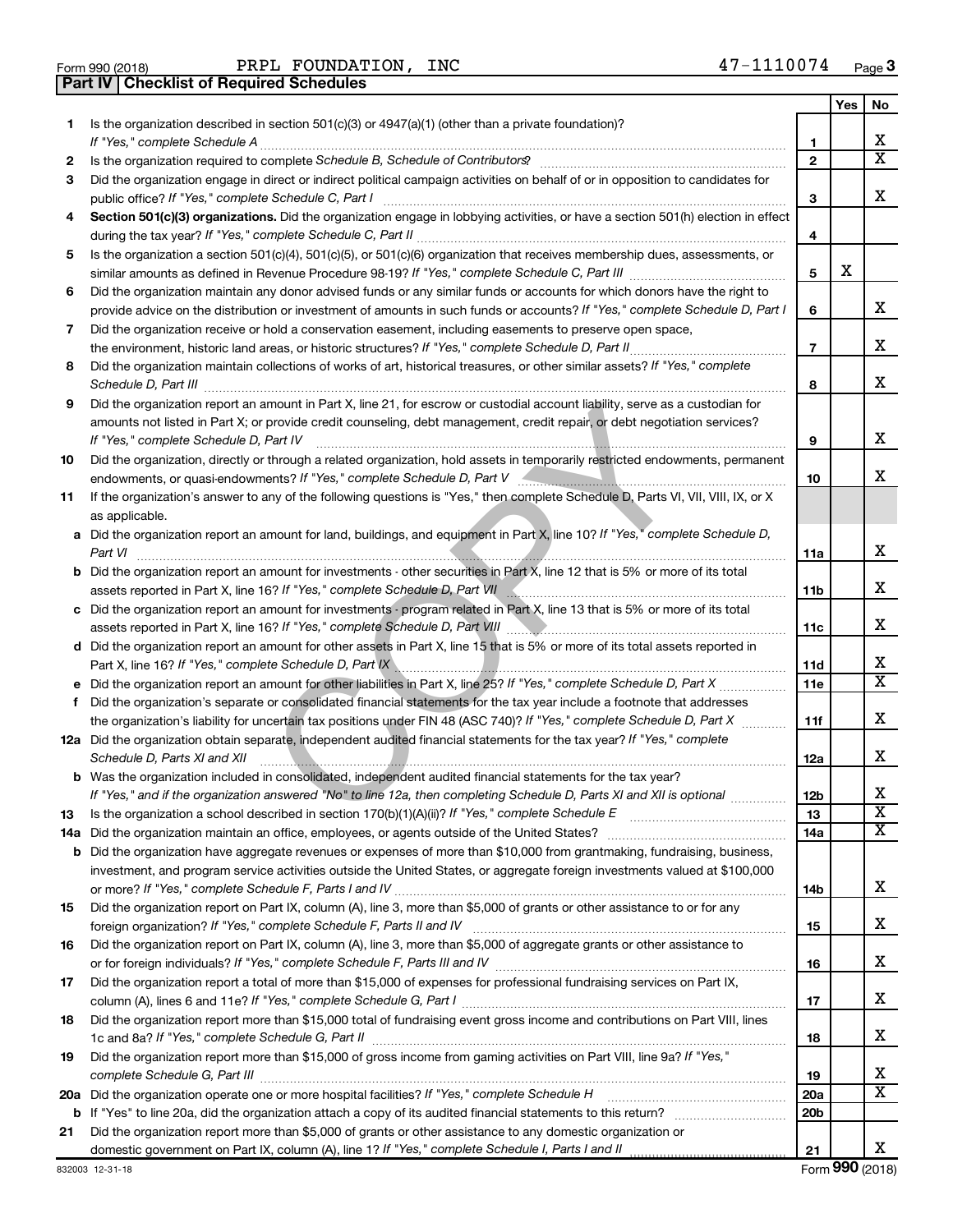Form 990 (2018) PRPL FOUNDATION, INC 47-1110074 Page 3

**Part IV Checklist of Required Schedules**

| | | | Yes | No |
|---|---|---|---|---|
| 1 | Is the organization described in section 501(c)(3) or 4947(a)(1) (other than a private foundation)? *If "Yes," complete Schedule A* | 1 | | X |
| 2 | Is the organization required to complete *Schedule B, Schedule of Contributors*? | 2 | | X |
| 3 | Did the organization engage in direct or indirect political campaign activities on behalf of or in opposition to candidates for public office? *If "Yes," complete Schedule C, Part I* | 3 | | X |
| 4 | **Section 501(c)(3) organizations.** Did the organization engage in lobbying activities, or have a section 501(h) election in effect during the tax year? *If "Yes," complete Schedule C, Part II* | 4 | | |
| 5 | Is the organization a section 501(c)(4), 501(c)(5), or 501(c)(6) organization that receives membership dues, assessments, or similar amounts as defined in Revenue Procedure 98-19? *If "Yes," complete Schedule C, Part III* | 5 | X | |
| 6 | Did the organization maintain any donor advised funds or any similar funds or accounts for which donors have the right to provide advice on the distribution or investment of amounts in such funds or accounts? *If "Yes," complete Schedule D, Part I* | 6 | | X |
| 7 | Did the organization receive or hold a conservation easement, including easements to preserve open space, the environment, historic land areas, or historic structures? *If "Yes," complete Schedule D, Part II* | 7 | | X |
| 8 | Did the organization maintain collections of works of art, historical treasures, or other similar assets? *If "Yes," complete Schedule D, Part III* | 8 | | X |
| 9 | Did the organization report an amount in Part X, line 21, for escrow or custodial account liability, serve as a custodian for amounts not listed in Part X; or provide credit counseling, debt management, credit repair, or debt negotiation services? *If "Yes," complete Schedule D, Part IV* | 9 | | X |
| 10 | Did the organization, directly or through a related organization, hold assets in temporarily restricted endowments, permanent endowments, or quasi-endowments? *If "Yes," complete Schedule D, Part V* | 10 | | X |
| 11 | If the organization's answer to any of the following questions is "Yes," then complete Schedule D, Parts VI, VII, VIII, IX, or X as applicable. | | | |
| a | Did the organization report an amount for land, buildings, and equipment in Part X, line 10? *If "Yes," complete Schedule D, Part VI* | 11a | | X |
| b | Did the organization report an amount for investments - other securities in Part X, line 12 that is 5% or more of its total assets reported in Part X, line 16? *If "Yes," complete Schedule D, Part VII* | 11b | | X |
| c | Did the organization report an amount for investments - program related in Part X, line 13 that is 5% or more of its total assets reported in Part X, line 16? *If "Yes," complete Schedule D, Part VIII* | 11c | | X |
| d | Did the organization report an amount for other assets in Part X, line 15 that is 5% or more of its total assets reported in Part X, line 16? *If "Yes," complete Schedule D, Part IX* | 11d | | X |
| e | Did the organization report an amount for other liabilities in Part X, line 25? *If "Yes," complete Schedule D, Part X* | 11e | | X |
| f | Did the organization's separate or consolidated financial statements for the tax year include a footnote that addresses the organization's liability for uncertain tax positions under FIN 48 (ASC 740)? *If "Yes," complete Schedule D, Part X* | 11f | | X |
| 12a | Did the organization obtain separate, independent audited financial statements for the tax year? *If "Yes," complete Schedule D, Parts XI and XII* | 12a | | X |
| b | Was the organization included in consolidated, independent audited financial statements for the tax year? *If "Yes," and if the organization answered "No" to line 12a, then completing Schedule D, Parts XI and XII is optional* | 12b | | X |
| 13 | Is the organization a school described in section 170(b)(1)(A)(ii)? *If "Yes," complete Schedule E* | 13 | | X |
| 14a | Did the organization maintain an office, employees, or agents outside of the United States? | 14a | | X |
| b | Did the organization have aggregate revenues or expenses of more than $10,000 from grantmaking, fundraising, business, investment, and program service activities outside the United States, or aggregate foreign investments valued at $100,000 or more? *If "Yes," complete Schedule F, Parts I and IV* | 14b | | X |
| 15 | Did the organization report on Part IX, column (A), line 3, more than $5,000 of grants or other assistance to or for any foreign organization? *If "Yes," complete Schedule F, Parts II and IV* | 15 | | X |
| 16 | Did the organization report on Part IX, column (A), line 3, more than $5,000 of aggregate grants or other assistance to or for foreign individuals? *If "Yes," complete Schedule F, Parts III and IV* | 16 | | X |
| 17 | Did the organization report a total of more than $15,000 of expenses for professional fundraising services on Part IX, column (A), lines 6 and 11e? *If "Yes," complete Schedule G, Part I* | 17 | | X |
| 18 | Did the organization report more than $15,000 total of fundraising event gross income and contributions on Part VIII, lines 1c and 8a? *If "Yes," complete Schedule G, Part II* | 18 | | X |
| 19 | Did the organization report more than $15,000 of gross income from gaming activities on Part VIII, line 9a? *If "Yes," complete Schedule G, Part III* | 19 | | X |
| 20a | Did the organization operate one or more hospital facilities? *If "Yes," complete Schedule H* | 20a | | X |
| b | If "Yes" to line 20a, did the organization attach a copy of its audited financial statements to this return? | 20b | | |
| 21 | Did the organization report more than $5,000 of grants or other assistance to any domestic organization or domestic government on Part IX, column (A), line 1? *If "Yes," complete Schedule I, Parts I and II* | 21 | | X |

832003 12-31-18 Form **990** (2018)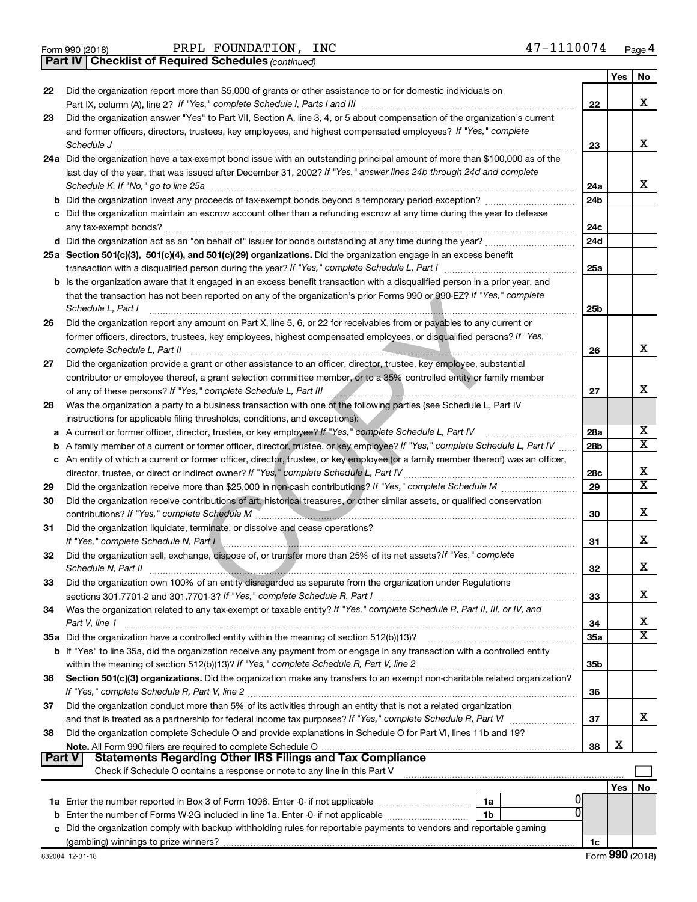Form 990 (2018) PRPL FOUNDATION, INC 47-1110074

## Part IV Checklist of Required Schedules *(continued)*

| | | | Yes | No |
|---|---|---|---|---|
| 22 | Did the organization report more than $5,000 of grants or other assistance to or for domestic individuals on Part IX, column (A), line 2? *If "Yes," complete Schedule I, Parts I and III* | 22 | | X |
| 23 | Did the organization answer "Yes" to Part VII, Section A, line 3, 4, or 5 about compensation of the organization's current and former officers, directors, trustees, key employees, and highest compensated employees? *If "Yes," complete Schedule J* | 23 | | X |
| 24a | Did the organization have a tax-exempt bond issue with an outstanding principal amount of more than $100,000 as of the last day of the year, that was issued after December 31, 2002? *If "Yes," answer lines 24b through 24d and complete Schedule K. If "No," go to line 25a* | 24a | | X |
| b | Did the organization invest any proceeds of tax-exempt bonds beyond a temporary period exception? | 24b | | |
| c | Did the organization maintain an escrow account other than a refunding escrow at any time during the year to defease any tax-exempt bonds? | 24c | | |
| d | Did the organization act as an "on behalf of" issuer for bonds outstanding at any time during the year? | 24d | | |
| 25a | **Section 501(c)(3), 501(c)(4), and 501(c)(29) organizations.** Did the organization engage in an excess benefit transaction with a disqualified person during the year? *If "Yes," complete Schedule L, Part I* | 25a | | |
| b | Is the organization aware that it engaged in an excess benefit transaction with a disqualified person in a prior year, and that the transaction has not been reported on any of the organization's prior Forms 990 or 990-EZ? *If "Yes," complete Schedule L, Part I* | 25b | | |
| 26 | Did the organization report any amount on Part X, line 5, 6, or 22 for receivables from or payables to any current or former officers, directors, trustees, key employees, highest compensated employees, or disqualified persons? *If "Yes," complete Schedule L, Part II* | 26 | | X |
| 27 | Did the organization provide a grant or other assistance to an officer, director, trustee, key employee, substantial contributor or employee thereof, a grant selection committee member, or to a 35% controlled entity or family member of any of these persons? *If "Yes," complete Schedule L, Part III* | 27 | | X |
| 28 | Was the organization a party to a business transaction with one of the following parties (see Schedule L, Part IV instructions for applicable filing thresholds, conditions, and exceptions): | | | |
| a | A current or former officer, director, trustee, or key employee? *If "Yes," complete Schedule L, Part IV* | 28a | | X |
| b | A family member of a current or former officer, director, trustee, or key employee? *If "Yes," complete Schedule L, Part IV* | 28b | | X |
| c | An entity of which a current or former officer, director, trustee, or key employee (or a family member thereof) was an officer, director, trustee, or direct or indirect owner? *If "Yes," complete Schedule L, Part IV* | 28c | | X |
| 29 | Did the organization receive more than $25,000 in non-cash contributions? *If "Yes," complete Schedule M* | 29 | | X |
| 30 | Did the organization receive contributions of art, historical treasures, or other similar assets, or qualified conservation contributions? *If "Yes," complete Schedule M* | 30 | | X |
| 31 | Did the organization liquidate, terminate, or dissolve and cease operations? *If "Yes," complete Schedule N, Part I* | 31 | | X |
| 32 | Did the organization sell, exchange, dispose of, or transfer more than 25% of its net assets? *If "Yes," complete Schedule N, Part II* | 32 | | X |
| 33 | Did the organization own 100% of an entity disregarded as separate from the organization under Regulations sections 301.7701-2 and 301.7701-3? *If "Yes," complete Schedule R, Part I* | 33 | | X |
| 34 | Was the organization related to any tax-exempt or taxable entity? *If "Yes," complete Schedule R, Part II, III, or IV, and Part V, line 1* | 34 | | X |
| 35a | Did the organization have a controlled entity within the meaning of section 512(b)(13)? | 35a | | X |
| b | If "Yes" to line 35a, did the organization receive any payment from or engage in any transaction with a controlled entity within the meaning of section 512(b)(13)? *If "Yes," complete Schedule R, Part V, line 2* | 35b | | |
| 36 | **Section 501(c)(3) organizations.** Did the organization make any transfers to an exempt non-charitable related organization? *If "Yes," complete Schedule R, Part V, line 2* | 36 | | |
| 37 | Did the organization conduct more than 5% of its activities through an entity that is not a related organization and that is treated as a partnership for federal income tax purposes? *If "Yes," complete Schedule R, Part VI* | 37 | | X |
| 38 | Did the organization complete Schedule O and provide explanations in Schedule O for Part VI, lines 11b and 19? **Note.** All Form 990 filers are required to complete Schedule O | 38 | X | |

## Part V Statements Regarding Other IRS Filings and Tax Compliance

Check if Schedule O contains a response or note to any line in this Part V

| | | | | | Yes | No |
|---|---|---|---|---|---|---|
| 1a | Enter the number reported in Box 3 of Form 1096. Enter -0- if not applicable | 1a | 0 | | | |
| b | Enter the number of Forms W-2G included in line 1a. Enter -0- if not applicable | 1b | 0 | | | |
| c | Did the organization comply with backup withholding rules for reportable payments to vendors and reportable gaming (gambling) winnings to prize winners? | | | 1c | | |

Form **990** (2018)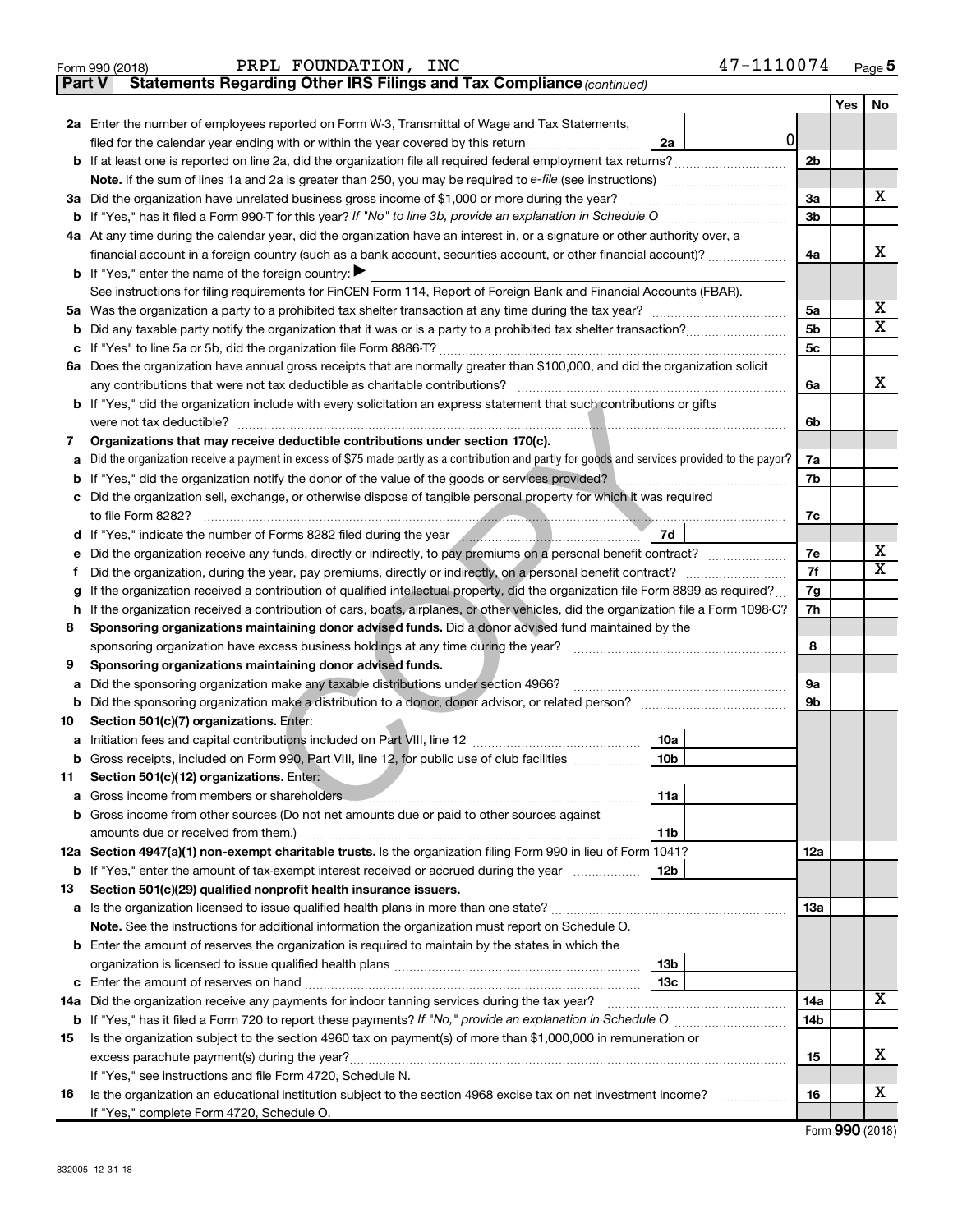Form 990 (2018) PRPL FOUNDATION, INC 47-1110074 Page 5

**Part V Statements Regarding Other IRS Filings and Tax Compliance** *(continued)*

| | | | | Yes | No |
|---|---|---|---|---|---|
| **2a** | Enter the number of employees reported on Form W-3, Transmittal of Wage and Tax Statements, filed for the calendar year ending with or within the year covered by this return | 2a | 0 | | |
| **b** | If at least one is reported on line 2a, did the organization file all required federal employment tax returns? | | 2b | | |
| | **Note.** If the sum of lines 1a and 2a is greater than 250, you may be required to *e-file* (see instructions) | | | | |
| **3a** | Did the organization have unrelated business gross income of $1,000 or more during the year? | | 3a | | X |
| **b** | If "Yes," has it filed a Form 990-T for this year? *If "No" to line 3b, provide an explanation in Schedule O* | | 3b | | |
| **4a** | At any time during the calendar year, did the organization have an interest in, or a signature or other authority over, a financial account in a foreign country (such as a bank account, securities account, or other financial account)? | | 4a | | X |
| **b** | If "Yes," enter the name of the foreign country: ▶ | | | | |
| | See instructions for filing requirements for FinCEN Form 114, Report of Foreign Bank and Financial Accounts (FBAR). | | | | |
| **5a** | Was the organization a party to a prohibited tax shelter transaction at any time during the tax year? | | 5a | | X |
| **b** | Did any taxable party notify the organization that it was or is a party to a prohibited tax shelter transaction? | | 5b | | X |
| **c** | If "Yes" to line 5a or 5b, did the organization file Form 8886-T? | | 5c | | |
| **6a** | Does the organization have annual gross receipts that are normally greater than $100,000, and did the organization solicit any contributions that were not tax deductible as charitable contributions? | | 6a | | X |
| **b** | If "Yes," did the organization include with every solicitation an express statement that such contributions or gifts were not tax deductible? | | 6b | | |
| **7** | **Organizations that may receive deductible contributions under section 170(c).** | | | | |
| **a** | Did the organization receive a payment in excess of $75 made partly as a contribution and partly for goods and services provided to the payor? | | 7a | | |
| **b** | If "Yes," did the organization notify the donor of the value of the goods or services provided? | | 7b | | |
| **c** | Did the organization sell, exchange, or otherwise dispose of tangible personal property for which it was required to file Form 8282? | | 7c | | |
| **d** | If "Yes," indicate the number of Forms 8282 filed during the year | 7d | | | |
| **e** | Did the organization receive any funds, directly or indirectly, to pay premiums on a personal benefit contract? | | 7e | | X |
| **f** | Did the organization, during the year, pay premiums, directly or indirectly, on a personal benefit contract? | | 7f | | X |
| **g** | If the organization received a contribution of qualified intellectual property, did the organization file Form 8899 as required? | | 7g | | |
| **h** | If the organization received a contribution of cars, boats, airplanes, or other vehicles, did the organization file a Form 1098-C? | | 7h | | |
| **8** | **Sponsoring organizations maintaining donor advised funds.** Did a donor advised fund maintained by the sponsoring organization have excess business holdings at any time during the year? | | 8 | | |
| **9** | **Sponsoring organizations maintaining donor advised funds.** | | | | |
| **a** | Did the sponsoring organization make any taxable distributions under section 4966? | | 9a | | |
| **b** | Did the sponsoring organization make a distribution to a donor, donor advisor, or related person? | | 9b | | |
| **10** | **Section 501(c)(7) organizations.** Enter: | | | | |
| **a** | Initiation fees and capital contributions included on Part VIII, line 12 | 10a | | | |
| **b** | Gross receipts, included on Form 990, Part VIII, line 12, for public use of club facilities | 10b | | | |
| **11** | **Section 501(c)(12) organizations.** Enter: | | | | |
| **a** | Gross income from members or shareholders | 11a | | | |
| **b** | Gross income from other sources (Do not net amounts due or paid to other sources against amounts due or received from them.) | 11b | | | |
| **12a** | **Section 4947(a)(1) non-exempt charitable trusts.** Is the organization filing Form 990 in lieu of Form 1041? | | 12a | | |
| **b** | If "Yes," enter the amount of tax-exempt interest received or accrued during the year | 12b | | | |
| **13** | **Section 501(c)(29) qualified nonprofit health insurance issuers.** | | | | |
| **a** | Is the organization licensed to issue qualified health plans in more than one state? | | 13a | | |
| | **Note.** See the instructions for additional information the organization must report on Schedule O. | | | | |
| **b** | Enter the amount of reserves the organization is required to maintain by the states in which the organization is licensed to issue qualified health plans | 13b | | | |
| **c** | Enter the amount of reserves on hand | 13c | | | |
| **14a** | Did the organization receive any payments for indoor tanning services during the tax year? | | 14a | | X |
| **b** | If "Yes," has it filed a Form 720 to report these payments? *If "No," provide an explanation in Schedule O* | | 14b | | |
| **15** | Is the organization subject to the section 4960 tax on payment(s) of more than $1,000,000 in remuneration or excess parachute payment(s) during the year? | | 15 | | X |
| | If "Yes," see instructions and file Form 4720, Schedule N. | | | | |
| **16** | Is the organization an educational institution subject to the section 4968 excise tax on net investment income? | | 16 | | X |
| | If "Yes," complete Form 4720, Schedule O. | | | | |

Form **990** (2018)

832005 12-31-18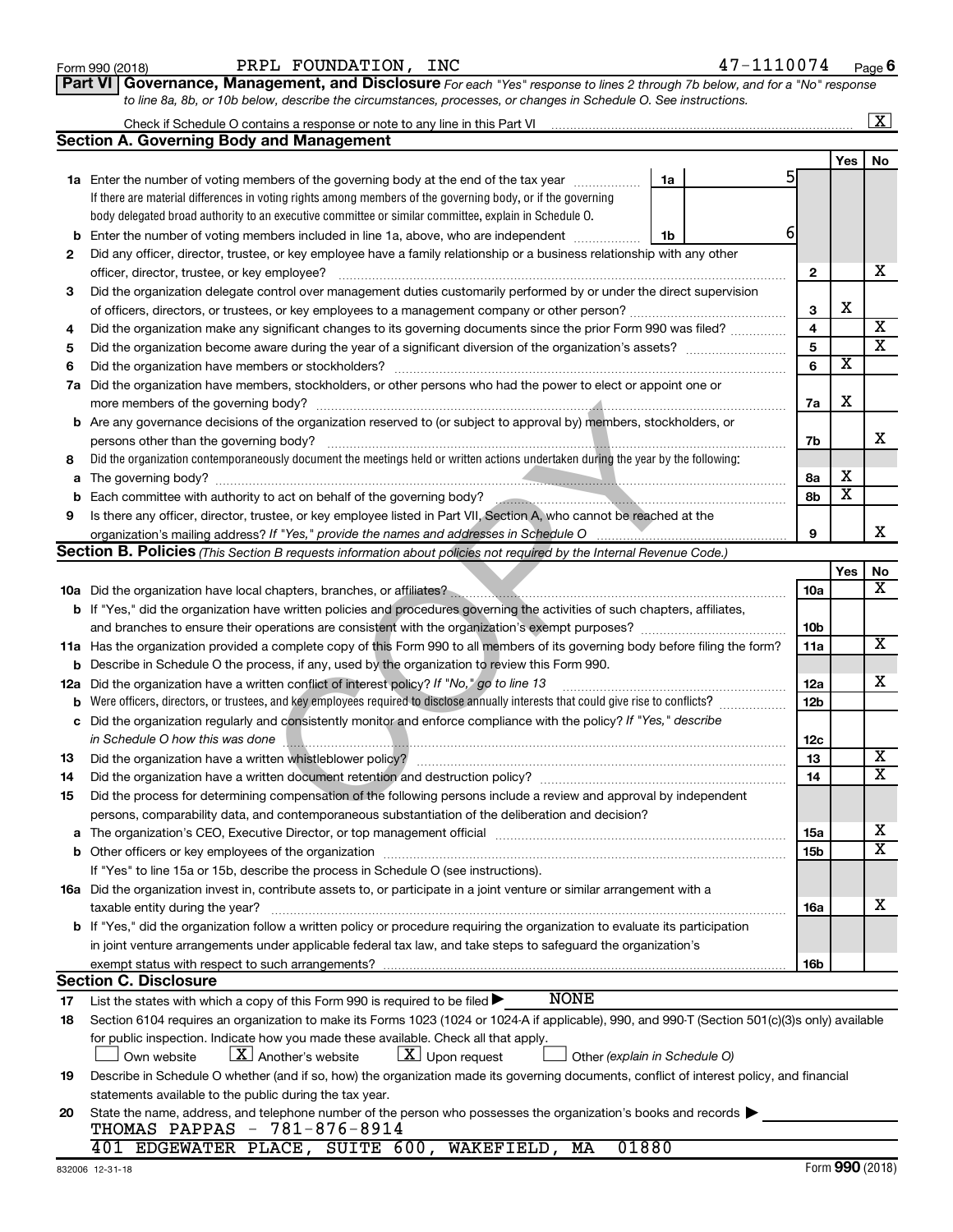Form 990 (2018) PRPL FOUNDATION, INC 47-1110074 Page 6

**Part VI Governance, Management, and Disclosure** *For each "Yes" response to lines 2 through 7b below, and for a "No" response to line 8a, 8b, or 10b below, describe the circumstances, processes, or changes in Schedule O. See instructions.*

Check if Schedule O contains a response or note to any line in this Part VI ..... [X]

## Section A. Governing Body and Management

| | | | Yes | No |
|---|---|---|---|---|
| **1a** | Enter the number of voting members of the governing body at the end of the tax year ..... **1a** 5. If there are material differences in voting rights among members of the governing body, or if the governing body delegated broad authority to an executive committee or similar committee, explain in Schedule O. | | | |
| **b** | Enter the number of voting members included in line 1a, above, who are independent ..... **1b** 6 | | | |
| **2** | Did any officer, director, trustee, or key employee have a family relationship or a business relationship with any other officer, director, trustee, or key employee? | 2 | | X |
| **3** | Did the organization delegate control over management duties customarily performed by or under the direct supervision of officers, directors, or trustees, or key employees to a management company or other person? | 3 | X | |
| **4** | Did the organization make any significant changes to its governing documents since the prior Form 990 was filed? | 4 | | X |
| **5** | Did the organization become aware during the year of a significant diversion of the organization's assets? | 5 | | X |
| **6** | Did the organization have members or stockholders? | 6 | X | |
| **7a** | Did the organization have members, stockholders, or other persons who had the power to elect or appoint one or more members of the governing body? | 7a | X | |
| **b** | Are any governance decisions of the organization reserved to (or subject to approval by) members, stockholders, or persons other than the governing body? | 7b | | X |
| **8** | Did the organization contemporaneously document the meetings held or written actions undertaken during the year by the following: | | | |
| **a** | The governing body? | 8a | X | |
| **b** | Each committee with authority to act on behalf of the governing body? | 8b | X | |
| **9** | Is there any officer, director, trustee, or key employee listed in Part VII, Section A, who cannot be reached at the organization's mailing address? *If "Yes," provide the names and addresses in Schedule O* | 9 | | X |

## Section B. Policies *(This Section B requests information about policies not required by the Internal Revenue Code.)*

| | | | Yes | No |
|---|---|---|---|---|
| **10a** | Did the organization have local chapters, branches, or affiliates? | 10a | | X |
| **b** | If "Yes," did the organization have written policies and procedures governing the activities of such chapters, affiliates, and branches to ensure their operations are consistent with the organization's exempt purposes? | 10b | | |
| **11a** | Has the organization provided a complete copy of this Form 990 to all members of its governing body before filing the form? | 11a | | X |
| **b** | Describe in Schedule O the process, if any, used by the organization to review this Form 990. | | | |
| **12a** | Did the organization have a written conflict of interest policy? *If "No," go to line 13* | 12a | | X |
| **b** | Were officers, directors, or trustees, and key employees required to disclose annually interests that could give rise to conflicts? | 12b | | |
| **c** | Did the organization regularly and consistently monitor and enforce compliance with the policy? *If "Yes," describe in Schedule O how this was done* | 12c | | |
| **13** | Did the organization have a written whistleblower policy? | 13 | | X |
| **14** | Did the organization have a written document retention and destruction policy? | 14 | | X |
| **15** | Did the process for determining compensation of the following persons include a review and approval by independent persons, comparability data, and contemporaneous substantiation of the deliberation and decision? | | | |
| **a** | The organization's CEO, Executive Director, or top management official | 15a | | X |
| **b** | Other officers or key employees of the organization | 15b | | X |
| | If "Yes" to line 15a or 15b, describe the process in Schedule O (see instructions). | | | |
| **16a** | Did the organization invest in, contribute assets to, or participate in a joint venture or similar arrangement with a taxable entity during the year? | 16a | | X |
| **b** | If "Yes," did the organization follow a written policy or procedure requiring the organization to evaluate its participation in joint venture arrangements under applicable federal tax law, and take steps to safeguard the organization's exempt status with respect to such arrangements? | 16b | | |

## Section C. Disclosure

**17** List the states with which a copy of this Form 990 is required to be filed ▶ NONE

**18** Section 6104 requires an organization to make its Forms 1023 (1024 or 1024-A if applicable), 990, and 990-T (Section 501(c)(3)s only) available for public inspection. Indicate how you made these available. Check all that apply.

[ ] Own website [X] Another's website [X] Upon request [ ] Other *(explain in Schedule O)*

**19** Describe in Schedule O whether (and if so, how) the organization made its governing documents, conflict of interest policy, and financial statements available to the public during the tax year.

**20** State the name, address, and telephone number of the person who possesses the organization's books and records ▶

THOMAS PAPPAS - 781-876-8914
401 EDGEWATER PLACE, SUITE 600, WAKEFIELD, MA 01880

832006 12-31-18 Form 990 (2018)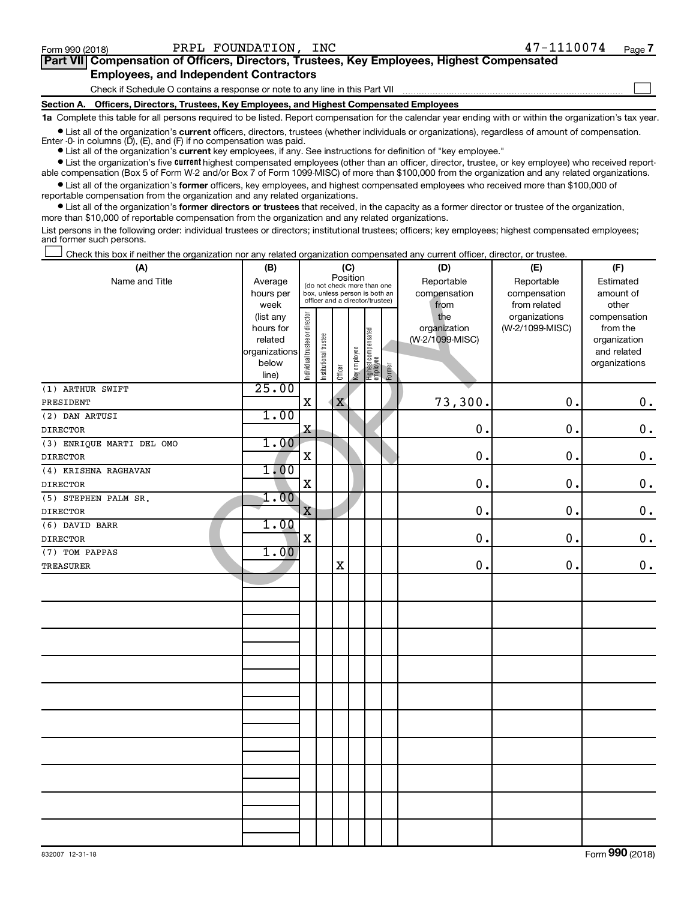Form 990 (2018) PRPL FOUNDATION, INC 47-1110074

## Part VII Compensation of Officers, Directors, Trustees, Key Employees, Highest Compensated Employees, and Independent Contractors

Check if Schedule O contains a response or note to any line in this Part VII

### Section A. Officers, Directors, Trustees, Key Employees, and Highest Compensated Employees

**1a** Complete this table for all persons required to be listed. Report compensation for the calendar year ending with or within the organization's tax year.

- List all of the organization's **current** officers, directors, trustees (whether individuals or organizations), regardless of amount of compensation. Enter -0- in columns (D), (E), and (F) if no compensation was paid.
- List all of the organization's **current** key employees, if any. See instructions for definition of "key employee."
- List the organization's five **current** highest compensated employees (other than an officer, director, trustee, or key employee) who received reportable compensation (Box 5 of Form W-2 and/or Box 7 of Form 1099-MISC) of more than $100,000 from the organization and any related organizations.
- List all of the organization's **former** officers, key employees, and highest compensated employees who received more than $100,000 of reportable compensation from the organization and any related organizations.
- List all of the organization's **former directors or trustees** that received, in the capacity as a former director or trustee of the organization, more than $10,000 of reportable compensation from the organization and any related organizations.

List persons in the following order: individual trustees or directors; institutional trustees; officers; key employees; highest compensated employees; and former such persons.

Check this box if neither the organization nor any related organization compensated any current officer, director, or trustee.

| (A) Name and Title | (B) Average hours per week (list any hours for related organizations below line) | (C) Position: Individual trustee or director | Institutional trustee | Officer | Key employee | Highest compensated employee | Former | (D) Reportable compensation from the organization (W-2/1099-MISC) | (E) Reportable compensation from related organizations (W-2/1099-MISC) | (F) Estimated amount of other compensation from the organization and related organizations |
|---|---|---|---|---|---|---|---|---|---|---|
| (1) ARTHUR SWIFT<br>PRESIDENT | 25.00 | X | | X | | | | 73,300. | 0. | 0. |
| (2) DAN ARTUSI<br>DIRECTOR | 1.00 | X | | | | | | 0. | 0. | 0. |
| (3) ENRIQUE MARTI DEL OMO<br>DIRECTOR | 1.00 | X | | | | | | 0. | 0. | 0. |
| (4) KRISHNA RAGHAVAN<br>DIRECTOR | 1.00 | X | | | | | | 0. | 0. | 0. |
| (5) STEPHEN PALM SR.<br>DIRECTOR | 1.00 | X | | | | | | 0. | 0. | 0. |
| (6) DAVID BARR<br>DIRECTOR | 1.00 | X | | | | | | 0. | 0. | 0. |
| (7) TOM PAPPAS<br>TREASURER | 1.00 | | | X | | | | 0. | 0. | 0. |

832007 12-31-18 Form 990 (2018)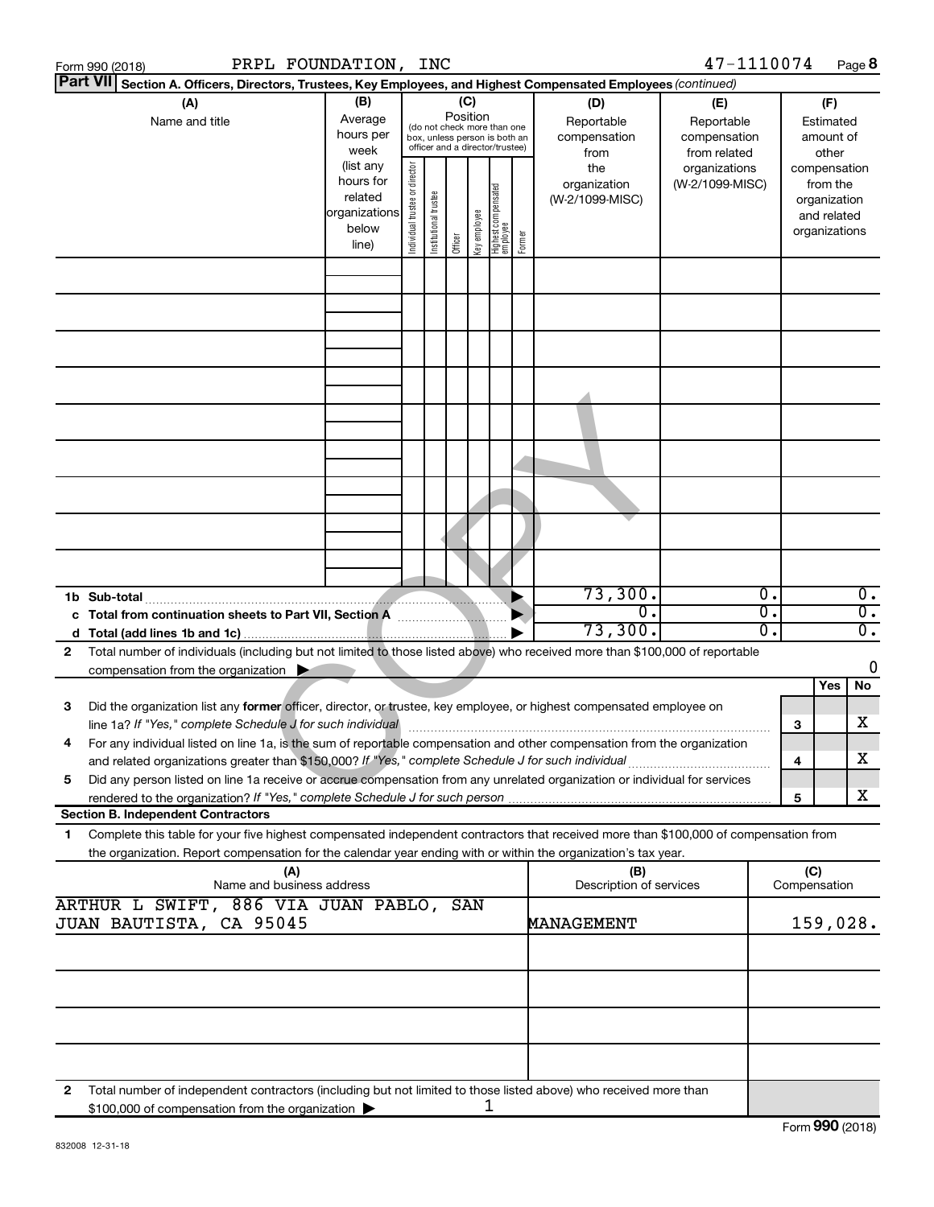Form 990 (2018) PRPL FOUNDATION, INC 47-1110074 Page 8

**Part VII Section A. Officers, Directors, Trustees, Key Employees, and Highest Compensated Employees** *(continued)*

| (A) Name and title | (B) Average hours per week (list any hours for related organizations below line) | (C) Position (do not check more than one box, unless person is both an officer and a director/trustee): Individual trustee or director | Institutional trustee | Officer | Key employee | Highest compensated employee | Former | (D) Reportable compensation from the organization (W-2/1099-MISC) | (E) Reportable compensation from related organizations (W-2/1099-MISC) | (F) Estimated amount of other compensation from the organization and related organizations |
|---|---|---|---|---|---|---|---|---|---|---|
| | | | | | | | | | | |
| | | | | | | | | | | |
| | | | | | | | | | | |
| | | | | | | | | | | |
| | | | | | | | | | | |
| | | | | | | | | | | |
| | | | | | | | | | | |
| | | | | | | | | | | |
| | | | | | | | | | | |
| **1b Sub-total** | | | | | | | | 73,300. | 0. | 0. |
| **c Total from continuation sheets to Part VII, Section A** | | | | | | | | 0. | 0. | 0. |
| **d Total (add lines 1b and 1c)** | | | | | | | | 73,300. | 0. | 0. |

**2** Total number of individuals (including but not limited to those listed above) who received more than $100,000 of reportable compensation from the organization ▶ 0

| | | Yes | No |
|---|---|---|---|
| **3** Did the organization list any **former** officer, director, or trustee, key employee, or highest compensated employee on line 1a? *If "Yes," complete Schedule J for such individual* | 3 | | X |
| **4** For any individual listed on line 1a, is the sum of reportable compensation and other compensation from the organization and related organizations greater than $150,000? *If "Yes," complete Schedule J for such individual* | 4 | | X |
| **5** Did any person listed on line 1a receive or accrue compensation from any unrelated organization or individual for services rendered to the organization? *If "Yes," complete Schedule J for such person* | 5 | | X |

**Section B. Independent Contractors**

**1** Complete this table for your five highest compensated independent contractors that received more than $100,000 of compensation from the organization. Report compensation for the calendar year ending with or within the organization's tax year.

| (A) Name and business address | (B) Description of services | (C) Compensation |
|---|---|---|
| ARTHUR L SWIFT, 886 VIA JUAN PABLO, SAN JUAN BAUTISTA, CA 95045 | MANAGEMENT | 159,028. |
| | | |
| | | |
| | | |
| | | |

**2** Total number of independent contractors (including but not limited to those listed above) who received more than $100,000 of compensation from the organization ▶ 1

Form **990** (2018)

832008 12-31-18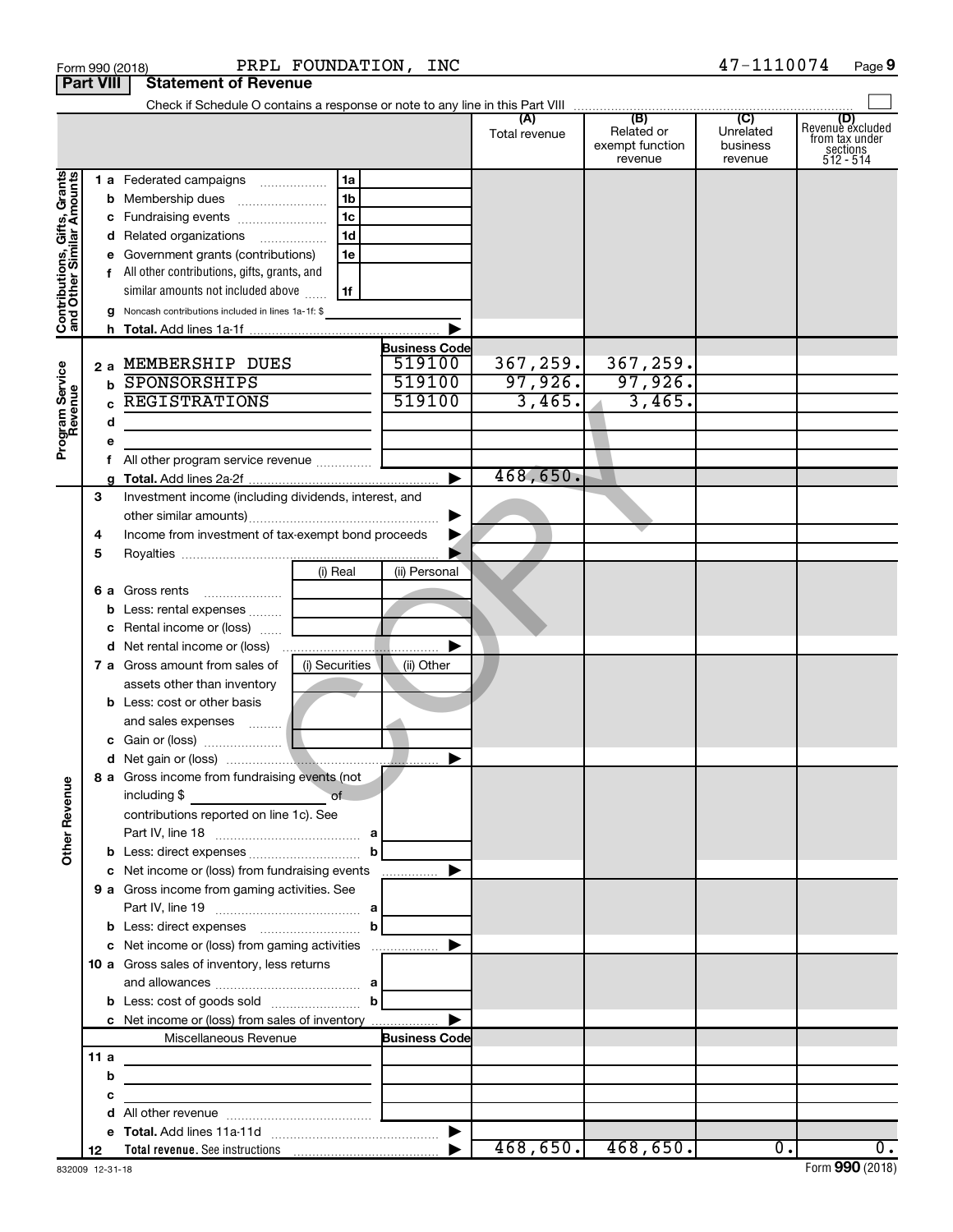Form 990 (2018) PRPL FOUNDATION, INC 47-1110074 Page 9

**Part VIII Statement of Revenue**

Check if Schedule O contains a response or note to any line in this Part VIII

| | | | (A) Total revenue | (B) Related or exempt function revenue | (C) Unrelated business revenue | (D) Revenue excluded from tax under sections 512 - 514 |
|---|---|---|---|---|---|---|
| **Contributions, Gifts, Grants and Other Similar Amounts** | 1 a Federated campaigns 1a | | | | | |
| | b Membership dues 1b | | | | | |
| | c Fundraising events 1c | | | | | |
| | d Related organizations 1d | | | | | |
| | e Government grants (contributions) 1e | | | | | |
| | f All other contributions, gifts, grants, and similar amounts not included above 1f | | | | | |
| | g Noncash contributions included in lines 1a-1f: $ | | | | | |
| | h Total. Add lines 1a-1f | | | | | |
| **Program Service Revenue** | | **Business Code** | | | | |
| | 2 a MEMBERSHIP DUES | 519100 | 367,259. | 367,259. | | |
| | b SPONSORSHIPS | 519100 | 97,926. | 97,926. | | |
| | c REGISTRATIONS | 519100 | 3,465. | 3,465. | | |
| | d | | | | | |
| | e | | | | | |
| | f All other program service revenue | | | | | |
| | g Total. Add lines 2a-2f | | 468,650. | | | |
| **Other Revenue** | 3 Investment income (including dividends, interest, and other similar amounts) | | | | | |
| | 4 Income from investment of tax-exempt bond proceeds | | | | | |
| | 5 Royalties | | | | | |
| | | (i) Real / (ii) Personal | | | | |
| | 6 a Gross rents | | | | | |
| | b Less: rental expenses | | | | | |
| | c Rental income or (loss) | | | | | |
| | d Net rental income or (loss) | | | | | |
| | | (i) Securities / (ii) Other | | | | |
| | 7 a Gross amount from sales of assets other than inventory | | | | | |
| | b Less: cost or other basis and sales expenses | | | | | |
| | c Gain or (loss) | | | | | |
| | d Net gain or (loss) | | | | | |
| | 8 a Gross income from fundraising events (not including $ of contributions reported on line 1c). See Part IV, line 18 a | | | | | |
| | b Less: direct expenses b | | | | | |
| | c Net income or (loss) from fundraising events | | | | | |
| | 9 a Gross income from gaming activities. See Part IV, line 19 a | | | | | |
| | b Less: direct expenses b | | | | | |
| | c Net income or (loss) from gaming activities | | | | | |
| | 10 a Gross sales of inventory, less returns and allowances a | | | | | |
| | b Less: cost of goods sold b | | | | | |
| | c Net income or (loss) from sales of inventory | | | | | |
| | Miscellaneous Revenue | **Business Code** | | | | |
| | 11 a | | | | | |
| | b | | | | | |
| | c | | | | | |
| | d All other revenue | | | | | |
| | e Total. Add lines 11a-11d | | | | | |
| | 12 **Total revenue.** See instructions | | 468,650. | 468,650. | 0. | 0. |

832009 12-31-18 Form **990** (2018)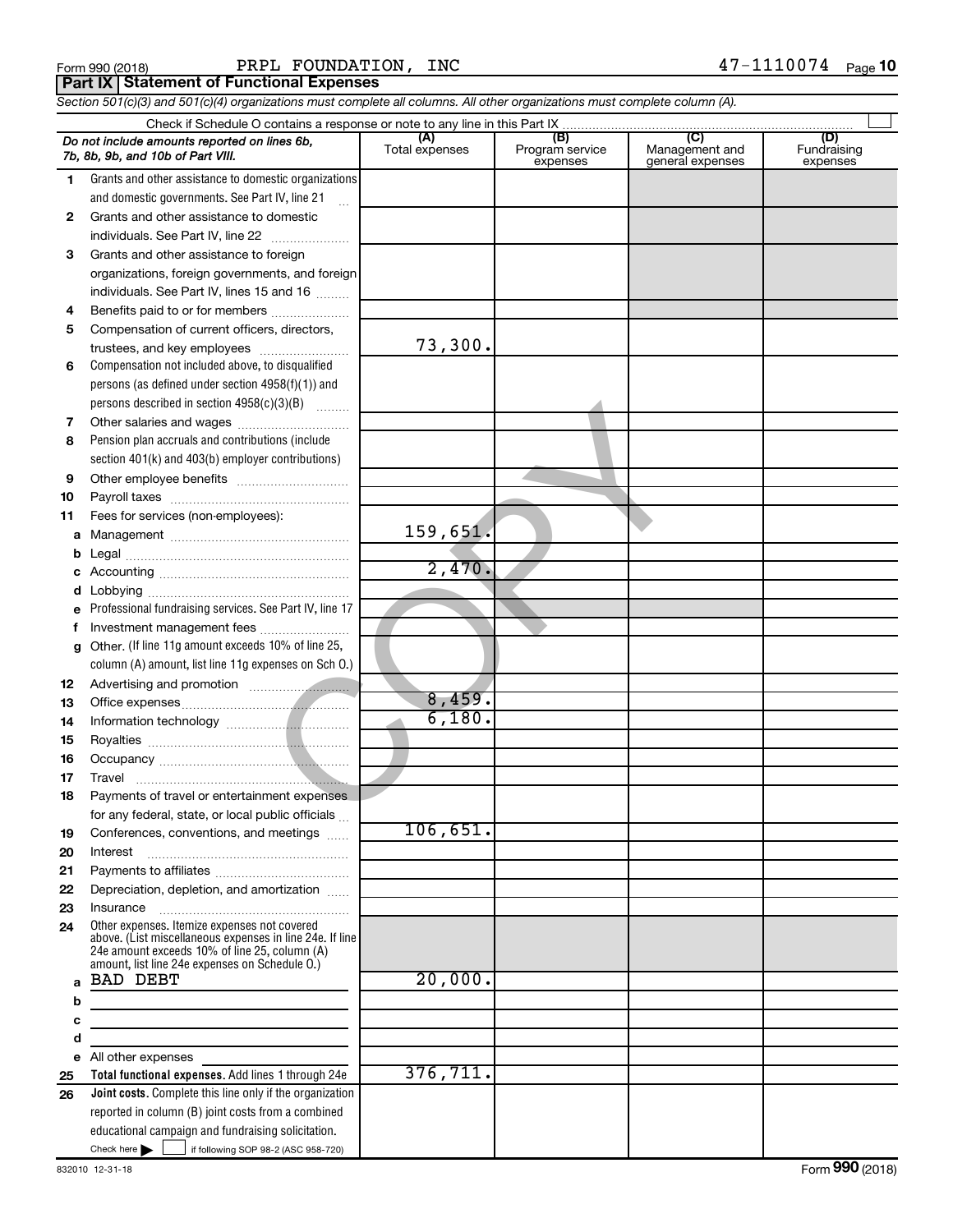Form 990 (2018) PRPL FOUNDATION, INC 47-1110074 Page **10**

## Part IX Statement of Functional Expenses

*Section 501(c)(3) and 501(c)(4) organizations must complete all columns. All other organizations must complete column (A).*

Check if Schedule O contains a response or note to any line in this Part IX

| *Do not include amounts reported on lines 6b, 7b, 8b, 9b, and 10b of Part VIII.* | (A) Total expenses | (B) Program service expenses | (C) Management and general expenses | (D) Fundraising expenses |
|---|---|---|---|---|
| **1** Grants and other assistance to domestic organizations and domestic governments. See Part IV, line 21 | | | | |
| **2** Grants and other assistance to domestic individuals. See Part IV, line 22 | | | | |
| **3** Grants and other assistance to foreign organizations, foreign governments, and foreign individuals. See Part IV, lines 15 and 16 | | | | |
| **4** Benefits paid to or for members | | | | |
| **5** Compensation of current officers, directors, trustees, and key employees | 73,300. | | | |
| **6** Compensation not included above, to disqualified persons (as defined under section 4958(f)(1)) and persons described in section 4958(c)(3)(B) | | | | |
| **7** Other salaries and wages | | | | |
| **8** Pension plan accruals and contributions (include section 401(k) and 403(b) employer contributions) | | | | |
| **9** Other employee benefits | | | | |
| **10** Payroll taxes | | | | |
| **11** Fees for services (non-employees): | | | | |
| **a** Management | 159,651. | | | |
| **b** Legal | | | | |
| **c** Accounting | 2,470. | | | |
| **d** Lobbying | | | | |
| **e** Professional fundraising services. See Part IV, line 17 | | | | |
| **f** Investment management fees | | | | |
| **g** Other. (If line 11g amount exceeds 10% of line 25, column (A) amount, list line 11g expenses on Sch O.) | | | | |
| **12** Advertising and promotion | | | | |
| **13** Office expenses | 8,459. | | | |
| **14** Information technology | 6,180. | | | |
| **15** Royalties | | | | |
| **16** Occupancy | | | | |
| **17** Travel | | | | |
| **18** Payments of travel or entertainment expenses for any federal, state, or local public officials | | | | |
| **19** Conferences, conventions, and meetings | 106,651. | | | |
| **20** Interest | | | | |
| **21** Payments to affiliates | | | | |
| **22** Depreciation, depletion, and amortization | | | | |
| **23** Insurance | | | | |
| **24** Other expenses. Itemize expenses not covered above. (List miscellaneous expenses in line 24e. If line 24e amount exceeds 10% of line 25, column (A) amount, list line 24e expenses on Schedule O.) | | | | |
| **a** BAD DEBT | 20,000. | | | |
| **b** | | | | |
| **c** | | | | |
| **d** | | | | |
| **e** All other expenses | | | | |
| **25** **Total functional expenses.** Add lines 1 through 24e | 376,711. | | | |
| **26** **Joint costs.** Complete this line only if the organization reported in column (B) joint costs from a combined educational campaign and fundraising solicitation. Check here ▶ ☐ if following SOP 98-2 (ASC 958-720) | | | | |

832010 12-31-18

Form **990** (2018)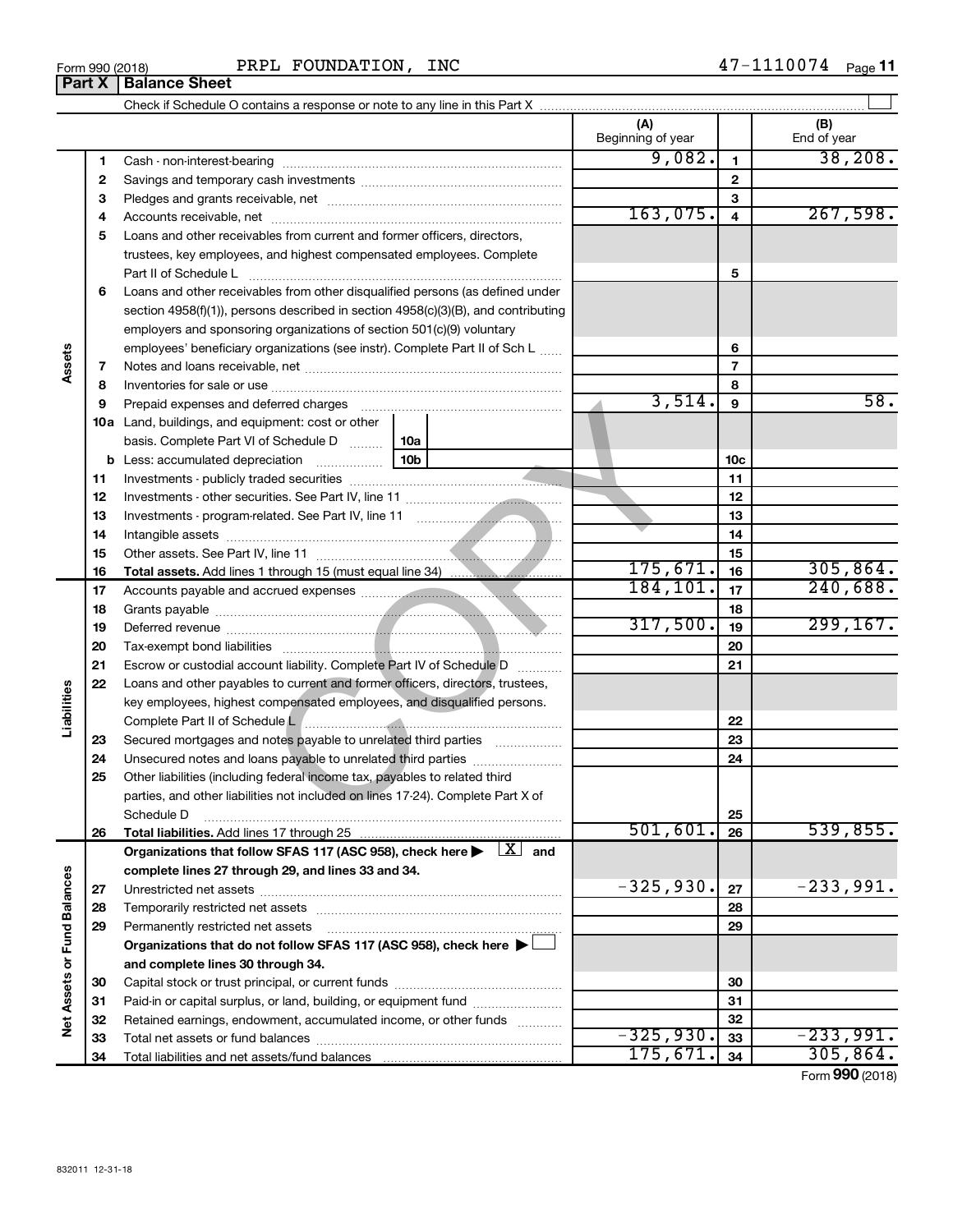Form 990 (2018) PRPL FOUNDATION, INC 47-1110074

## Part X Balance Sheet

Check if Schedule O contains a response or note to any line in this Part X

| | | | (A) Beginning of year | | (B) End of year |
|---|---|---|---|---|---|
| Assets | 1 | Cash - non-interest-bearing | 9,082. | 1 | 38,208. |
| | 2 | Savings and temporary cash investments | | 2 | |
| | 3 | Pledges and grants receivable, net | | 3 | |
| | 4 | Accounts receivable, net | 163,075. | 4 | 267,598. |
| | 5 | Loans and other receivables from current and former officers, directors, trustees, key employees, and highest compensated employees. Complete Part II of Schedule L | | 5 | |
| | 6 | Loans and other receivables from other disqualified persons (as defined under section 4958(f)(1)), persons described in section 4958(c)(3)(B), and contributing employers and sponsoring organizations of section 501(c)(9) voluntary employees' beneficiary organizations (see instr). Complete Part II of Sch L | | 6 | |
| | 7 | Notes and loans receivable, net | | 7 | |
| | 8 | Inventories for sale or use | | 8 | |
| | 9 | Prepaid expenses and deferred charges | 3,514. | 9 | 58. |
| | 10a | Land, buildings, and equipment: cost or other basis. Complete Part VI of Schedule D ... 10a | | | |
| | b | Less: accumulated depreciation ... 10b | | 10c | |
| | 11 | Investments - publicly traded securities | | 11 | |
| | 12 | Investments - other securities. See Part IV, line 11 | | 12 | |
| | 13 | Investments - program-related. See Part IV, line 11 | | 13 | |
| | 14 | Intangible assets | | 14 | |
| | 15 | Other assets. See Part IV, line 11 | | 15 | |
| | 16 | **Total assets.** Add lines 1 through 15 (must equal line 34) | 175,671. | 16 | 305,864. |
| Liabilities | 17 | Accounts payable and accrued expenses | 184,101. | 17 | 240,688. |
| | 18 | Grants payable | | 18 | |
| | 19 | Deferred revenue | 317,500. | 19 | 299,167. |
| | 20 | Tax-exempt bond liabilities | | 20 | |
| | 21 | Escrow or custodial account liability. Complete Part IV of Schedule D | | 21 | |
| | 22 | Loans and other payables to current and former officers, directors, trustees, key employees, highest compensated employees, and disqualified persons. Complete Part II of Schedule L | | 22 | |
| | 23 | Secured mortgages and notes payable to unrelated third parties | | 23 | |
| | 24 | Unsecured notes and loans payable to unrelated third parties | | 24 | |
| | 25 | Other liabilities (including federal income tax, payables to related third parties, and other liabilities not included on lines 17-24). Complete Part X of Schedule D | | 25 | |
| | 26 | **Total liabilities.** Add lines 17 through 25 | 501,601. | 26 | 539,855. |
| Net Assets or Fund Balances | | **Organizations that follow SFAS 117 (ASC 958), check here ▶ [X] and complete lines 27 through 29, and lines 33 and 34.** | | | |
| | 27 | Unrestricted net assets | -325,930. | 27 | -233,991. |
| | 28 | Temporarily restricted net assets | | 28 | |
| | 29 | Permanently restricted net assets | | 29 | |
| | | **Organizations that do not follow SFAS 117 (ASC 958), check here ▶ [ ] and complete lines 30 through 34.** | | | |
| | 30 | Capital stock or trust principal, or current funds | | 30 | |
| | 31 | Paid-in or capital surplus, or land, building, or equipment fund | | 31 | |
| | 32 | Retained earnings, endowment, accumulated income, or other funds | | 32 | |
| | 33 | Total net assets or fund balances | -325,930. | 33 | -233,991. |
| | 34 | Total liabilities and net assets/fund balances | 175,671. | 34 | 305,864. |

Form **990** (2018)

832011 12-31-18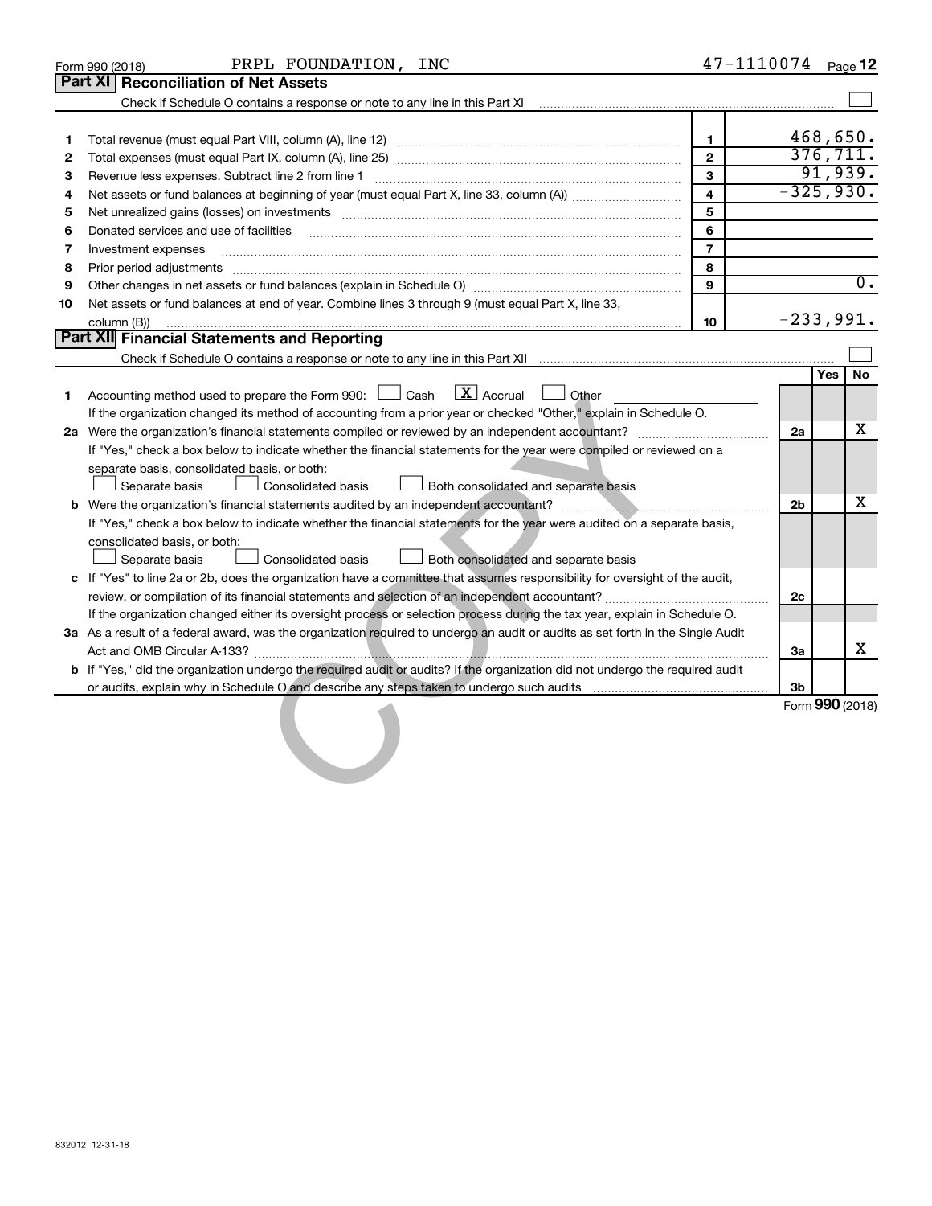Form 990 (2018) PRPL FOUNDATION, INC 47-1110074

## Part XI Reconciliation of Net Assets

Check if Schedule O contains a response or note to any line in this Part XI ☐

| | | | |
|---|---|---|---|
| 1 | Total revenue (must equal Part VIII, column (A), line 12) | 1 | 468,650. |
| 2 | Total expenses (must equal Part IX, column (A), line 25) | 2 | 376,711. |
| 3 | Revenue less expenses. Subtract line 2 from line 1 | 3 | 91,939. |
| 4 | Net assets or fund balances at beginning of year (must equal Part X, line 33, column (A)) | 4 | -325,930. |
| 5 | Net unrealized gains (losses) on investments | 5 | |
| 6 | Donated services and use of facilities | 6 | |
| 7 | Investment expenses | 7 | |
| 8 | Prior period adjustments | 8 | |
| 9 | Other changes in net assets or fund balances (explain in Schedule O) | 9 | 0. |
| 10 | Net assets or fund balances at end of year. Combine lines 3 through 9 (must equal Part X, line 33, column (B)) | 10 | -233,991. |

## Part XII Financial Statements and Reporting

Check if Schedule O contains a response or note to any line in this Part XII ☐

| | | | Yes | No |
|---|---|---|---|---|
| 1 | Accounting method used to prepare the Form 990: ☐ Cash ☒ Accrual ☐ Other<br>If the organization changed its method of accounting from a prior year or checked "Other," explain in Schedule O. | | | |
| 2a | Were the organization's financial statements compiled or reviewed by an independent accountant?<br>If "Yes," check a box below to indicate whether the financial statements for the year were compiled or reviewed on a separate basis, consolidated basis, or both:<br>☐ Separate basis ☐ Consolidated basis ☐ Both consolidated and separate basis | 2a | | X |
| b | Were the organization's financial statements audited by an independent accountant?<br>If "Yes," check a box below to indicate whether the financial statements for the year were audited on a separate basis, consolidated basis, or both:<br>☐ Separate basis ☐ Consolidated basis ☐ Both consolidated and separate basis | 2b | | X |
| c | If "Yes" to line 2a or 2b, does the organization have a committee that assumes responsibility for oversight of the audit, review, or compilation of its financial statements and selection of an independent accountant?<br>If the organization changed either its oversight process or selection process during the tax year, explain in Schedule O. | 2c | | |
| 3a | As a result of a federal award, was the organization required to undergo an audit or audits as set forth in the Single Audit Act and OMB Circular A-133? | 3a | | X |
| b | If "Yes," did the organization undergo the required audit or audits? If the organization did not undergo the required audit or audits, explain why in Schedule O and describe any steps taken to undergo such audits | 3b | | |

Form 990 (2018)

832012 12-31-18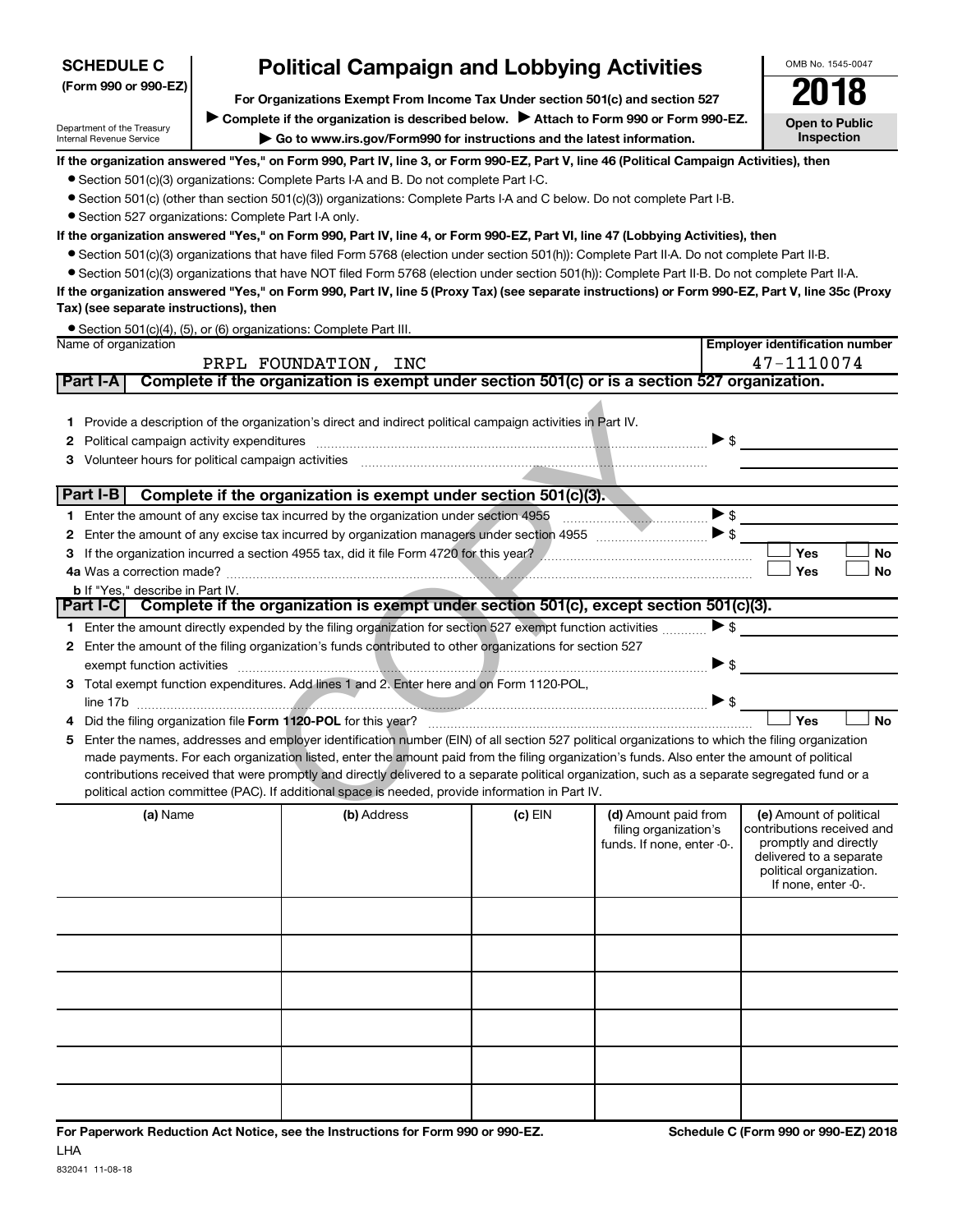**SCHEDULE C**
**(Form 990 or 990-EZ)**

Department of the Treasury
Internal Revenue Service

# Political Campaign and Lobbying Activities

**For Organizations Exempt From Income Tax Under section 501(c) and section 527**

▶ **Complete if the organization is described below.** ▶ **Attach to Form 990 or Form 990-EZ.**

▶ **Go to www.irs.gov/Form990 for instructions and the latest information.**

OMB No. 1545-0047

**2018**

**Open to Public Inspection**

**If the organization answered "Yes," on Form 990, Part IV, line 3, or Form 990-EZ, Part V, line 46 (Political Campaign Activities), then**

- Section 501(c)(3) organizations: Complete Parts I-A and B. Do not complete Part I-C.
- Section 501(c) (other than section 501(c)(3)) organizations: Complete Parts I-A and C below. Do not complete Part I-B.
- Section 527 organizations: Complete Part I-A only.

**If the organization answered "Yes," on Form 990, Part IV, line 4, or Form 990-EZ, Part VI, line 47 (Lobbying Activities), then**

- Section 501(c)(3) organizations that have filed Form 5768 (election under section 501(h)): Complete Part II-A. Do not complete Part II-B.
- Section 501(c)(3) organizations that have NOT filed Form 5768 (election under section 501(h)): Complete Part II-B. Do not complete Part II-A.

**If the organization answered "Yes," on Form 990, Part IV, line 5 (Proxy Tax) (see separate instructions) or Form 990-EZ, Part V, line 35c (Proxy Tax) (see separate instructions), then**

- Section 501(c)(4), (5), or (6) organizations: Complete Part III.

| Name of organization | Employer identification number |
|---|---|
| PRPL FOUNDATION, INC | 47-1110074 |

## Part I-A Complete if the organization is exempt under section 501(c) or is a section 527 organization.

1 Provide a description of the organization's direct and indirect political campaign activities in Part IV.

2 Political campaign activity expenditures ▶ $

3 Volunteer hours for political campaign activities

## Part I-B Complete if the organization is exempt under section 501(c)(3).

1 Enter the amount of any excise tax incurred by the organization under section 4955 ▶ $

2 Enter the amount of any excise tax incurred by organization managers under section 4955 ▶ $

3 If the organization incurred a section 4955 tax, did it file Form 4720 for this year? ☐ Yes ☐ No

4a Was a correction made? ☐ Yes ☐ No

b If "Yes," describe in Part IV.

## Part I-C Complete if the organization is exempt under section 501(c), except section 501(c)(3).

1 Enter the amount directly expended by the filing organization for section 527 exempt function activities ▶ $

2 Enter the amount of the filing organization's funds contributed to other organizations for section 527 exempt function activities ▶ $

3 Total exempt function expenditures. Add lines 1 and 2. Enter here and on Form 1120-POL, line 17b ▶ $

4 Did the filing organization file **Form 1120-POL** for this year? ☐ Yes ☐ No

5 Enter the names, addresses and employer identification number (EIN) of all section 527 political organizations to which the filing organization made payments. For each organization listed, enter the amount paid from the filing organization's funds. Also enter the amount of political contributions received that were promptly and directly delivered to a separate political organization, such as a separate segregated fund or a political action committee (PAC). If additional space is needed, provide information in Part IV.

| (a) Name | (b) Address | (c) EIN | (d) Amount paid from filing organization's funds. If none, enter -0-. | (e) Amount of political contributions received and promptly and directly delivered to a separate political organization. If none, enter -0-. |
|---|---|---|---|---|
| | | | | |
| | | | | |
| | | | | |
| | | | | |
| | | | | |
| | | | | |

**For Paperwork Reduction Act Notice, see the Instructions for Form 990 or 990-EZ.** **Schedule C (Form 990 or 990-EZ) 2018**

LHA

832041 11-08-18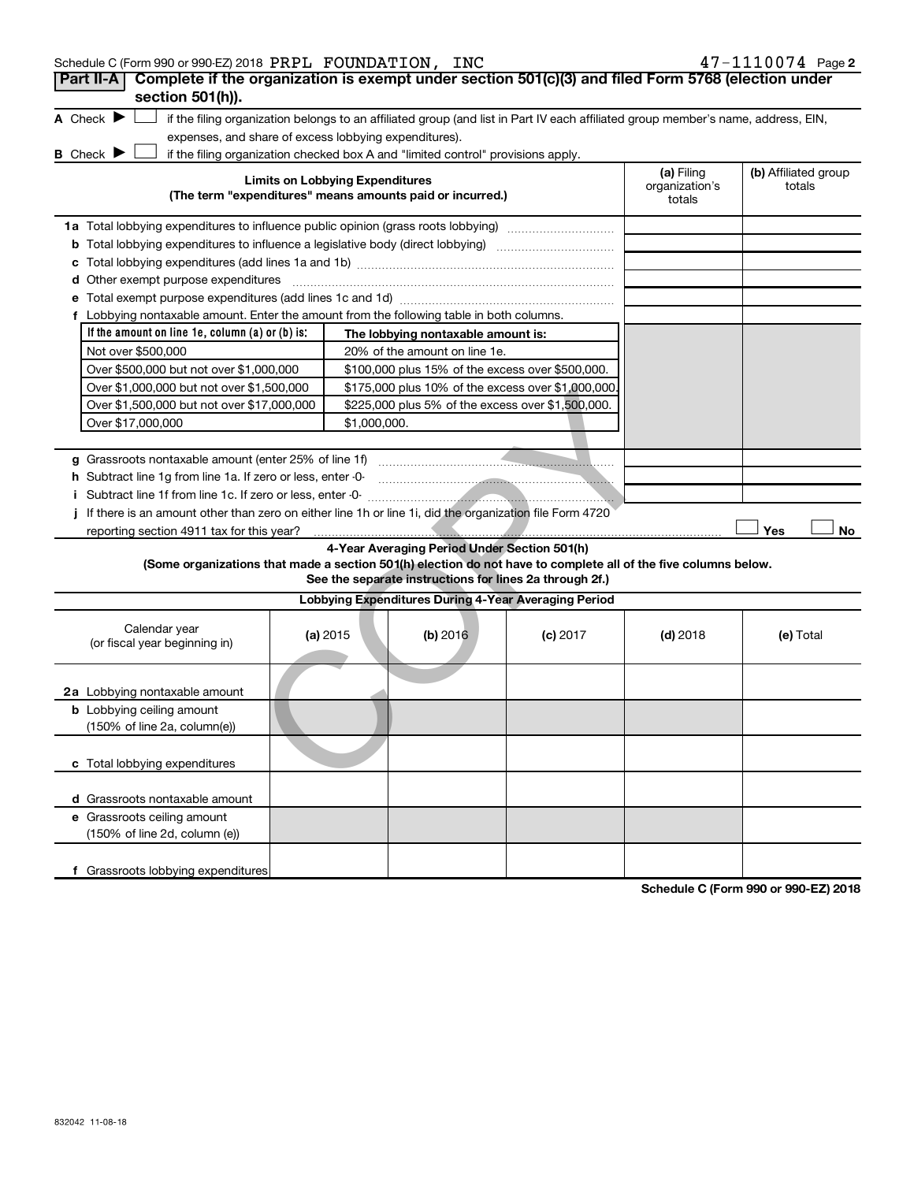Schedule C (Form 990 or 990-EZ) 2018 PRPL FOUNDATION, INC 47-1110074 Page 2

**Part II-A** **Complete if the organization is exempt under section 501(c)(3) and filed Form 5768 (election under section 501(h)).**

**A** Check ▶ ☐ if the filing organization belongs to an affiliated group (and list in Part IV each affiliated group member's name, address, EIN, expenses, and share of excess lobbying expenditures).

**B** Check ▶ ☐ if the filing organization checked box A and "limited control" provisions apply.

| **Limits on Lobbying Expenditures** (The term "expenditures" means amounts paid or incurred.) | **(a)** Filing organization's totals | **(b)** Affiliated group totals |
|---|---|---|
| **1a** Total lobbying expenditures to influence public opinion (grass roots lobbying) | | |
| **b** Total lobbying expenditures to influence a legislative body (direct lobbying) | | |
| **c** Total lobbying expenditures (add lines 1a and 1b) | | |
| **d** Other exempt purpose expenditures | | |
| **e** Total exempt purpose expenditures (add lines 1c and 1d) | | |
| **f** Lobbying nontaxable amount. Enter the amount from the following table in both columns. | | |

| If the amount on line 1e, column (a) or (b) is: | The lobbying nontaxable amount is: |
|---|---|
| Not over $500,000 | 20% of the amount on line 1e. |
| Over $500,000 but not over $1,000,000 | $100,000 plus 15% of the excess over $500,000. |
| Over $1,000,000 but not over $1,500,000 | $175,000 plus 10% of the excess over $1,000,000. |
| Over $1,500,000 but not over $17,000,000 | $225,000 plus 5% of the excess over $1,500,000. |
| Over $17,000,000 | $1,000,000. |

| | (a) | (b) |
|---|---|---|
| **g** Grassroots nontaxable amount (enter 25% of line 1f) | | |
| **h** Subtract line 1g from line 1a. If zero or less, enter -0- | | |
| **i** Subtract line 1f from line 1c. If zero or less, enter -0- | | |
| **j** If there is an amount other than zero on either line 1h or line 1i, did the organization file Form 4720 reporting section 4911 tax for this year? | ☐ Yes | ☐ No |

**4-Year Averaging Period Under Section 501(h)**

**(Some organizations that made a section 501(h) election do not have to complete all of the five columns below. See the separate instructions for lines 2a through 2f.)**

**Lobbying Expenditures During 4-Year Averaging Period**

| Calendar year (or fiscal year beginning in) | **(a)** 2015 | **(b)** 2016 | **(c)** 2017 | **(d)** 2018 | **(e)** Total |
|---|---|---|---|---|---|
| **2a** Lobbying nontaxable amount | | | | | |
| **b** Lobbying ceiling amount (150% of line 2a, column(e)) | | | | | |
| **c** Total lobbying expenditures | | | | | |
| **d** Grassroots nontaxable amount | | | | | |
| **e** Grassroots ceiling amount (150% of line 2d, column (e)) | | | | | |
| **f** Grassroots lobbying expenditures | | | | | |

**Schedule C (Form 990 or 990-EZ) 2018**

832042 11-08-18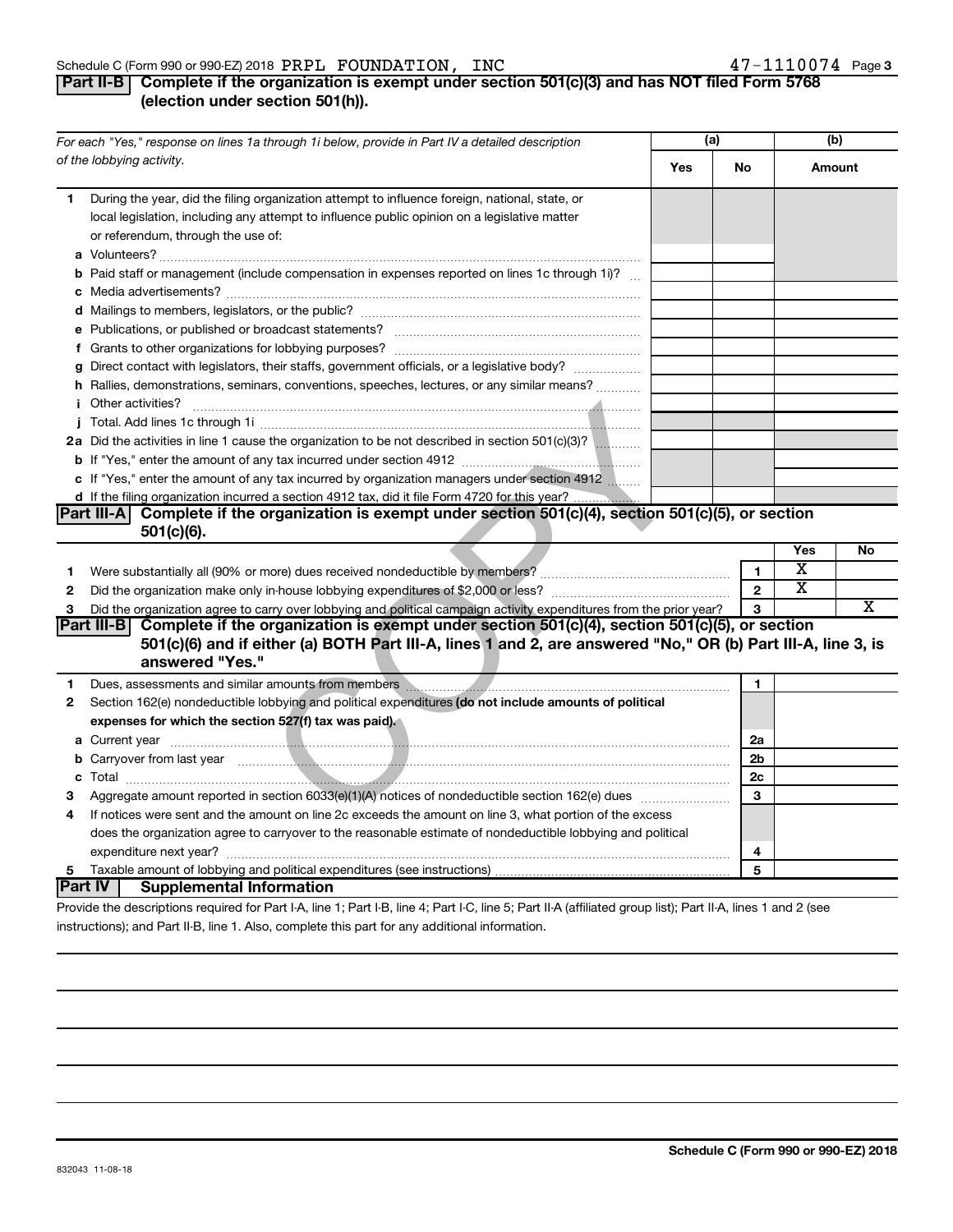Schedule C (Form 990 or 990-EZ) 2018 PRPL FOUNDATION, INC 47-1110074 Page 3

## Part II-B Complete if the organization is exempt under section 501(c)(3) and has NOT filed Form 5768 (election under section 501(h)).

| For each "Yes," response on lines 1a through 1i below, provide in Part IV a detailed description of the lobbying activity. | (a) Yes | (a) No | (b) Amount |
|---|---|---|---|
| **1** During the year, did the filing organization attempt to influence foreign, national, state, or local legislation, including any attempt to influence public opinion on a legislative matter or referendum, through the use of: | | | |
| **a** Volunteers? | | | |
| **b** Paid staff or management (include compensation in expenses reported on lines 1c through 1i)? | | | |
| **c** Media advertisements? | | | |
| **d** Mailings to members, legislators, or the public? | | | |
| **e** Publications, or published or broadcast statements? | | | |
| **f** Grants to other organizations for lobbying purposes? | | | |
| **g** Direct contact with legislators, their staffs, government officials, or a legislative body? | | | |
| **h** Rallies, demonstrations, seminars, conventions, speeches, lectures, or any similar means? | | | |
| **i** Other activities? | | | |
| **j** Total. Add lines 1c through 1i | | | |
| **2a** Did the activities in line 1 cause the organization to be not described in section 501(c)(3)? | | | |
| **b** If "Yes," enter the amount of any tax incurred under section 4912 | | | |
| **c** If "Yes," enter the amount of any tax incurred by organization managers under section 4912 | | | |
| **d** If the filing organization incurred a section 4912 tax, did it file Form 4720 for this year? | | | |

## Part III-A Complete if the organization is exempt under section 501(c)(4), section 501(c)(5), or section 501(c)(6).

| | | | Yes | No |
|---|---|---|---|---|
| **1** | Were substantially all (90% or more) dues received nondeductible by members? | 1 | X | |
| **2** | Did the organization make only in-house lobbying expenditures of $2,000 or less? | 2 | X | |
| **3** | Did the organization agree to carry over lobbying and political campaign activity expenditures from the prior year? | 3 | | X |

## Part III-B Complete if the organization is exempt under section 501(c)(4), section 501(c)(5), or section 501(c)(6) and if either (a) BOTH Part III-A, lines 1 and 2, are answered "No," OR (b) Part III-A, line 3, is answered "Yes."

| | | | |
|---|---|---|---|
| **1** | Dues, assessments and similar amounts from members | 1 | |
| **2** | Section 162(e) nondeductible lobbying and political expenditures **(do not include amounts of political expenses for which the section 527(f) tax was paid).** | | |
| **a** | Current year | 2a | |
| **b** | Carryover from last year | 2b | |
| **c** | Total | 2c | |
| **3** | Aggregate amount reported in section 6033(e)(1)(A) notices of nondeductible section 162(e) dues | 3 | |
| **4** | If notices were sent and the amount on line 2c exceeds the amount on line 3, what portion of the excess does the organization agree to carryover to the reasonable estimate of nondeductible lobbying and political expenditure next year? | 4 | |
| **5** | Taxable amount of lobbying and political expenditures (see instructions) | 5 | |

## Part IV Supplemental Information

Provide the descriptions required for Part I-A, line 1; Part I-B, line 4; Part I-C, line 5; Part II-A (affiliated group list); Part II-A, lines 1 and 2 (see instructions); and Part II-B, line 1. Also, complete this part for any additional information.

832043 11-08-18

**Schedule C (Form 990 or 990-EZ) 2018**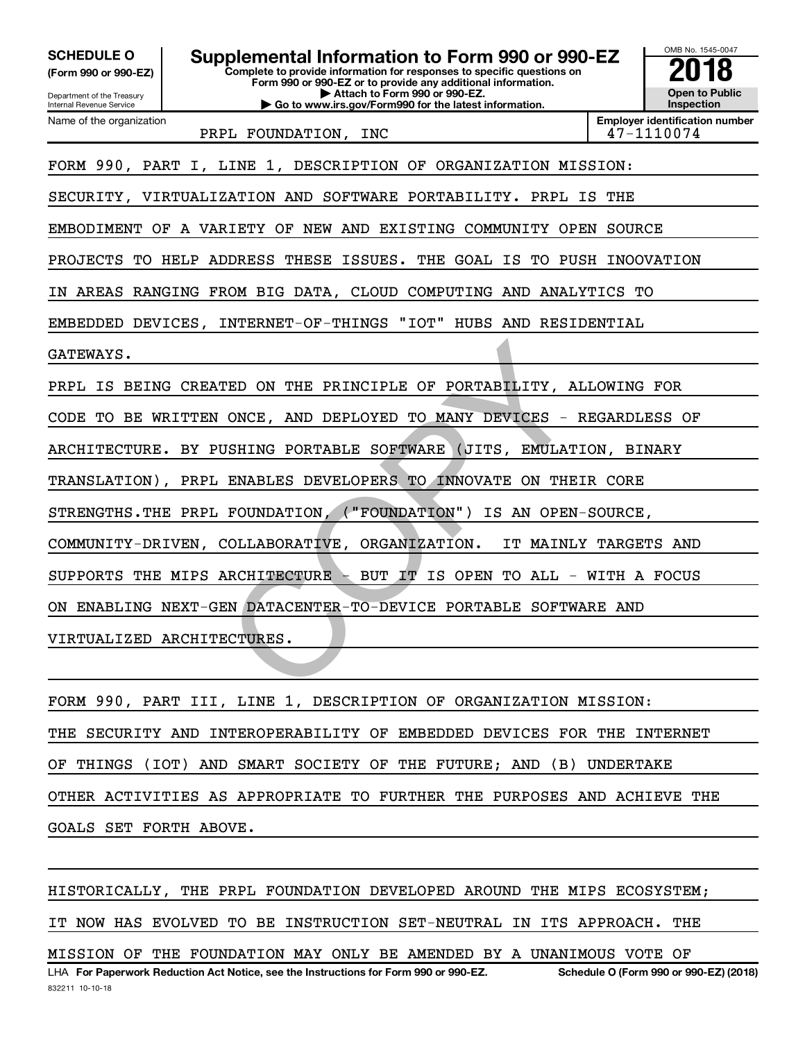**SCHEDULE O**
**(Form 990 or 990-EZ)**

Department of the Treasury
Internal Revenue Service

# Supplemental Information to Form 990 or 990-EZ

**Complete to provide information for responses to specific questions on Form 990 or 990-EZ or to provide any additional information.**
**▶ Attach to Form 990 or 990-EZ.**
**▶ Go to www.irs.gov/Form990 for the latest information.**

OMB No. 1545-0047
**2018**
**Open to Public Inspection**

| Name of the organization | Employer identification number |
|---|---|
| PRPL FOUNDATION, INC | 47-1110074 |

FORM 990, PART I, LINE 1, DESCRIPTION OF ORGANIZATION MISSION:

SECURITY, VIRTUALIZATION AND SOFTWARE PORTABILITY. PRPL IS THE EMBODIMENT OF A VARIETY OF NEW AND EXISTING COMMUNITY OPEN SOURCE PROJECTS TO HELP ADDRESS THESE ISSUES. THE GOAL IS TO PUSH INOOVATION IN AREAS RANGING FROM BIG DATA, CLOUD COMPUTING AND ANALYTICS TO EMBEDDED DEVICES, INTERNET-OF-THINGS "IOT" HUBS AND RESIDENTIAL GATEWAYS.

PRPL IS BEING CREATED ON THE PRINCIPLE OF PORTABILITY, ALLOWING FOR CODE TO BE WRITTEN ONCE, AND DEPLOYED TO MANY DEVICES - REGARDLESS OF ARCHITECTURE. BY PUSHING PORTABLE SOFTWARE (JITS, EMULATION, BINARY TRANSLATION), PRPL ENABLES DEVELOPERS TO INNOVATE ON THEIR CORE STRENGTHS.THE PRPL FOUNDATION, ("FOUNDATION") IS AN OPEN-SOURCE, COMMUNITY-DRIVEN, COLLABORATIVE, ORGANIZATION.  IT MAINLY TARGETS AND SUPPORTS THE MIPS ARCHITECTURE - BUT IT IS OPEN TO ALL - WITH A FOCUS ON ENABLING NEXT-GEN DATACENTER-TO-DEVICE PORTABLE SOFTWARE AND VIRTUALIZED ARCHITECTURES.

FORM 990, PART III, LINE 1, DESCRIPTION OF ORGANIZATION MISSION:

THE SECURITY AND INTEROPERABILITY OF EMBEDDED DEVICES FOR THE INTERNET OF THINGS (IOT) AND SMART SOCIETY OF THE FUTURE; AND (B) UNDERTAKE OTHER ACTIVITIES AS APPROPRIATE TO FURTHER THE PURPOSES AND ACHIEVE THE GOALS SET FORTH ABOVE.

HISTORICALLY, THE PRPL FOUNDATION DEVELOPED AROUND THE MIPS ECOSYSTEM; IT NOW HAS EVOLVED TO BE INSTRUCTION SET-NEUTRAL IN ITS APPROACH. THE MISSION OF THE FOUNDATION MAY ONLY BE AMENDED BY A UNANIMOUS VOTE OF

LHA **For Paperwork Reduction Act Notice, see the Instructions for Form 990 or 990-EZ.** **Schedule O (Form 990 or 990-EZ) (2018)**
832211 10-10-18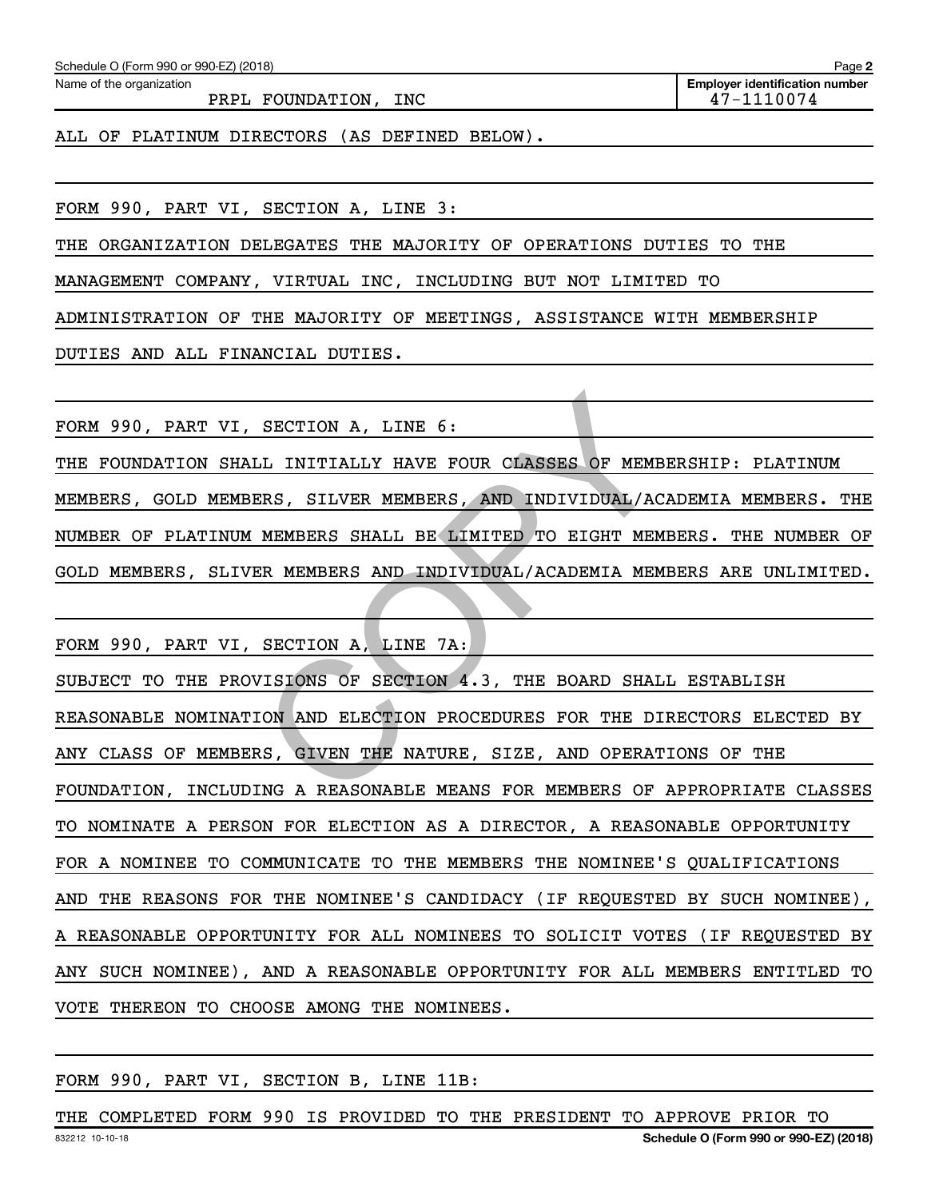Schedule O (Form 990 or 990-EZ) (2018)

Name of the organization: PRPL FOUNDATION, INC

Employer identification number: 47-1110074

ALL OF PLATINUM DIRECTORS (AS DEFINED BELOW).

FORM 990, PART VI, SECTION A, LINE 3:

THE ORGANIZATION DELEGATES THE MAJORITY OF OPERATIONS DUTIES TO THE MANAGEMENT COMPANY, VIRTUAL INC, INCLUDING BUT NOT LIMITED TO ADMINISTRATION OF THE MAJORITY OF MEETINGS, ASSISTANCE WITH MEMBERSHIP DUTIES AND ALL FINANCIAL DUTIES.

FORM 990, PART VI, SECTION A, LINE 6:

THE FOUNDATION SHALL INITIALLY HAVE FOUR CLASSES OF MEMBERSHIP: PLATINUM MEMBERS, GOLD MEMBERS, SILVER MEMBERS, AND INDIVIDUAL/ACADEMIA MEMBERS. THE NUMBER OF PLATINUM MEMBERS SHALL BE LIMITED TO EIGHT MEMBERS. THE NUMBER OF GOLD MEMBERS, SLIVER MEMBERS AND INDIVIDUAL/ACADEMIA MEMBERS ARE UNLIMITED.

FORM 990, PART VI, SECTION A, LINE 7A:

SUBJECT TO THE PROVISIONS OF SECTION 4.3, THE BOARD SHALL ESTABLISH REASONABLE NOMINATION AND ELECTION PROCEDURES FOR THE DIRECTORS ELECTED BY ANY CLASS OF MEMBERS, GIVEN THE NATURE, SIZE, AND OPERATIONS OF THE FOUNDATION, INCLUDING A REASONABLE MEANS FOR MEMBERS OF APPROPRIATE CLASSES TO NOMINATE A PERSON FOR ELECTION AS A DIRECTOR, A REASONABLE OPPORTUNITY FOR A NOMINEE TO COMMUNICATE TO THE MEMBERS THE NOMINEE'S QUALIFICATIONS AND THE REASONS FOR THE NOMINEE'S CANDIDACY (IF REQUESTED BY SUCH NOMINEE), A REASONABLE OPPORTUNITY FOR ALL NOMINEES TO SOLICIT VOTES (IF REQUESTED BY ANY SUCH NOMINEE), AND A REASONABLE OPPORTUNITY FOR ALL MEMBERS ENTITLED TO VOTE THEREON TO CHOOSE AMONG THE NOMINEES.

FORM 990, PART VI, SECTION B, LINE 11B:

THE COMPLETED FORM 990 IS PROVIDED TO THE PRESIDENT TO APPROVE PRIOR TO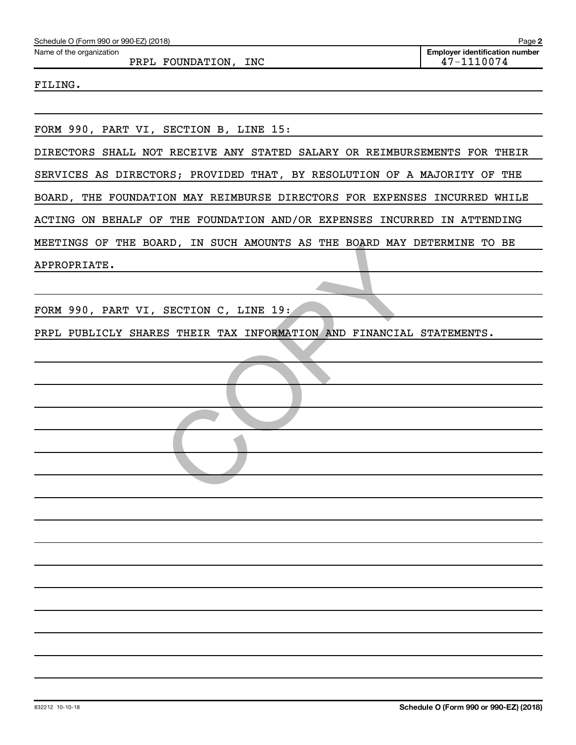Schedule O (Form 990 or 990-EZ) (2018)

Name of the organization: PRPL FOUNDATION, INC

Employer identification number: 47-1110074

FILING.

FORM 990, PART VI, SECTION B, LINE 15:

DIRECTORS SHALL NOT RECEIVE ANY STATED SALARY OR REIMBURSEMENTS FOR THEIR SERVICES AS DIRECTORS; PROVIDED THAT, BY RESOLUTION OF A MAJORITY OF THE BOARD, THE FOUNDATION MAY REIMBURSE DIRECTORS FOR EXPENSES INCURRED WHILE ACTING ON BEHALF OF THE FOUNDATION AND/OR EXPENSES INCURRED IN ATTENDING MEETINGS OF THE BOARD, IN SUCH AMOUNTS AS THE BOARD MAY DETERMINE TO BE APPROPRIATE.

FORM 990, PART VI, SECTION C, LINE 19:

PRPL PUBLICLY SHARES THEIR TAX INFORMATION AND FINANCIAL STATEMENTS.

832212 10-10-18

Schedule O (Form 990 or 990-EZ) (2018)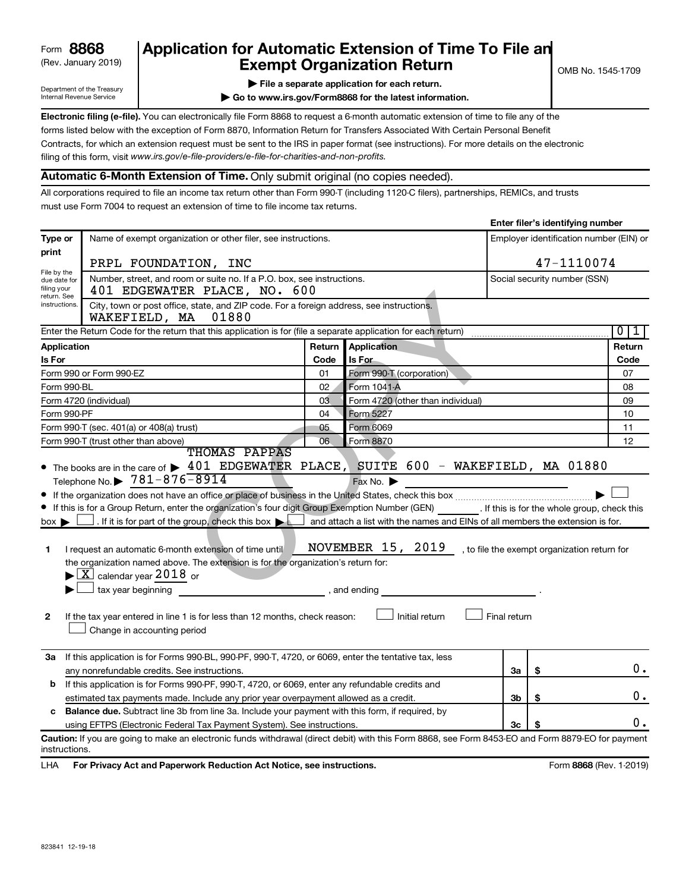Form **8868** (Rev. January 2019)
Department of the Treasury
Internal Revenue Service

# Application for Automatic Extension of Time To File an Exempt Organization Return

OMB No. 1545-1709

▶ **File a separate application for each return.**
▶ **Go to www.irs.gov/Form8868 for the latest information.**

**Electronic filing (e-file).** You can electronically file Form 8868 to request a 6-month automatic extension of time to file any of the forms listed below with the exception of Form 8870, Information Return for Transfers Associated With Certain Personal Benefit Contracts, for which an extension request must be sent to the IRS in paper format (see instructions). For more details on the electronic filing of this form, visit *www.irs.gov/e-file-providers/e-file-for-charities-and-non-profits.*

## Automatic 6-Month Extension of Time. Only submit original (no copies needed).

All corporations required to file an income tax return other than Form 990-T (including 1120-C filers), partnerships, REMICs, and trusts must use Form 7004 to request an extension of time to file income tax returns.

**Enter filer's identifying number**

| Type or print | Name of exempt organization or other filer, see instructions. | Employer identification number (EIN) or |
|---|---|---|
| File by the due date for filing your return. See instructions. | PRPL FOUNDATION, INC | 47-1110074 |
| | Number, street, and room or suite no. If a P.O. box, see instructions. 401 EDGEWATER PLACE, NO. 600 | Social security number (SSN) |
| | City, town or post office, state, and ZIP code. For a foreign address, see instructions. WAKEFIELD, MA 01880 | |

Enter the Return Code for the return that this application is for (file a separate application for each return) .......... 0 1

| Application Is For | Return Code | Application Is For | Return Code |
|---|---|---|---|
| Form 990 or Form 990-EZ | 01 | Form 990-T (corporation) | 07 |
| Form 990-BL | 02 | Form 1041-A | 08 |
| Form 4720 (individual) | 03 | Form 4720 (other than individual) | 09 |
| Form 990-PF | 04 | Form 5227 | 10 |
| Form 990-T (sec. 401(a) or 408(a) trust) | 05 | Form 6069 | 11 |
| Form 990-T (trust other than above) | 06 | Form 8870 | 12 |

- The books are in the care of ▶ THOMAS PAPPAS 401 EDGEWATER PLACE, SUITE 600 - WAKEFIELD, MA 01880
  Telephone No. ▶ 781-876-8914 Fax No. ▶
- If the organization does not have an office or place of business in the United States, check this box .......... ▶ ☐
- If this is for a Group Return, enter the organization's four digit Group Exemption Number (GEN) ______ . If this is for the whole group, check this box ▶ ☐ . If it is for part of the group, check this box ▶ ☐ and attach a list with the names and EINs of all members the extension is for.

**1** I request an automatic 6-month extension of time until NOVEMBER 15, 2019 , to file the exempt organization return for the organization named above. The extension is for the organization's return for:
▶ ☒ calendar year 2018 or
▶ ☐ tax year beginning ______________ , and ending ______________ .

**2** If the tax year entered in line 1 is for less than 12 months, check reason: ☐ Initial return ☐ Final return ☐ Change in accounting period

| | | | |
|---|---|---|---|
| **3a** | If this application is for Forms 990-BL, 990-PF, 990-T, 4720, or 6069, enter the tentative tax, less any nonrefundable credits. See instructions. | 3a | $ 0. |
| **b** | If this application is for Forms 990-PF, 990-T, 4720, or 6069, enter any refundable credits and estimated tax payments made. Include any prior year overpayment allowed as a credit. | 3b | $ 0. |
| **c** | **Balance due.** Subtract line 3b from line 3a. Include your payment with this form, if required, by using EFTPS (Electronic Federal Tax Payment System). See instructions. | 3c | $ 0. |

**Caution:** If you are going to make an electronic funds withdrawal (direct debit) with this Form 8868, see Form 8453-EO and Form 8879-EO for payment instructions.

LHA **For Privacy Act and Paperwork Reduction Act Notice, see instructions.** Form **8868** (Rev. 1-2019)

823841 12-19-18